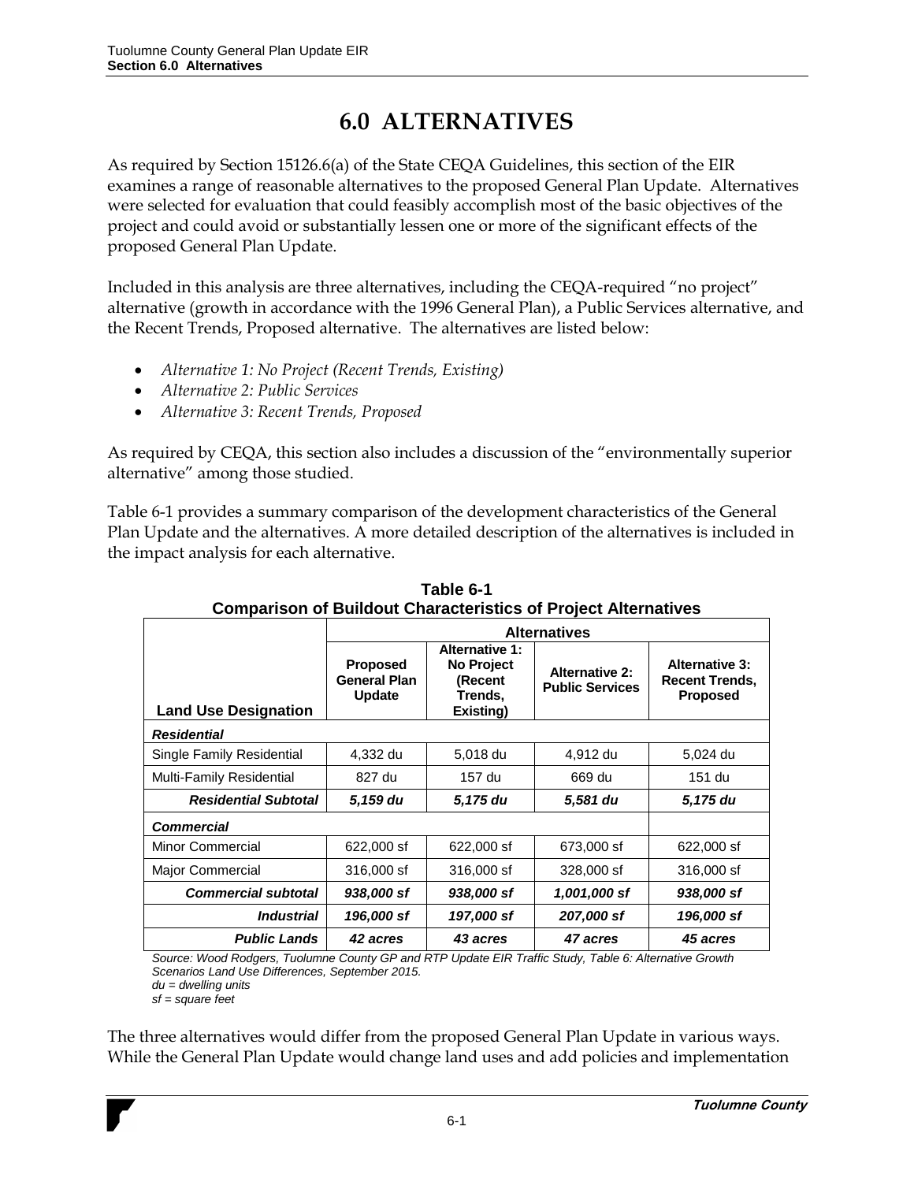# 6.0 ALTERNATIVES

As required by Section 15126.6(a) of the State CEQA Guidelines, this section of the EIR examines a range of reasonable alternatives to the proposed General Plan Update. Alternatives were selected for evaluation that could feasibly accomplish most of the basic objectives of the project and could avoid or substantially lessen one or more of the significant effects of the proposed General Plan Update.

Included in this analysis are three alternatives, including the CEQA-required "no project" alternative (growth in accordance with the 1996 General Plan), a Public Services alternative, and the Recent Trends, Proposed alternative. The alternatives are listed below:

- *Alternative 1: No Project (Recent Trends, Existing)*
- *Alternative 2: Public Services*
- *Alternative 3: Recent Trends, Proposed*

As required by CEQA, this section also includes a discussion of the "environmentally superior alternative" among those studied.

Table 6-1 provides a summary comparison of the development characteristics of the General Plan Update and the alternatives. A more detailed description of the alternatives is included in the impact analysis for each alternative.

**Table 6-1**
**Comparison of Buildout Characteristics of Project Alternatives**

| | Alternatives | | | |
|---|---|---|---|---|
| **Land Use Designation** | **Proposed General Plan Update** | **Alternative 1: No Project (Recent Trends, Existing)** | **Alternative 2: Public Services** | **Alternative 3: Recent Trends, Proposed** |
| ***Residential*** | | | | |
| Single Family Residential | 4,332 du | 5,018 du | 4,912 du | 5,024 du |
| Multi-Family Residential | 827 du | 157 du | 669 du | 151 du |
| ***Residential Subtotal*** | ***5,159 du*** | ***5,175 du*** | ***5,581 du*** | ***5,175 du*** |
| ***Commercial*** | | | | |
| Minor Commercial | 622,000 sf | 622,000 sf | 673,000 sf | 622,000 sf |
| Major Commercial | 316,000 sf | 316,000 sf | 328,000 sf | 316,000 sf |
| ***Commercial subtotal*** | ***938,000 sf*** | ***938,000 sf*** | ***1,001,000 sf*** | ***938,000 sf*** |
| ***Industrial*** | ***196,000 sf*** | ***197,000 sf*** | ***207,000 sf*** | ***196,000 sf*** |
| ***Public Lands*** | ***42 acres*** | ***43 acres*** | ***47 acres*** | ***45 acres*** |

*Source: Wood Rodgers, Tuolumne County GP and RTP Update EIR Traffic Study, Table 6: Alternative Growth Scenarios Land Use Differences, September 2015.*
*du = dwelling units*
*sf = square feet*

The three alternatives would differ from the proposed General Plan Update in various ways. While the General Plan Update would change land uses and add policies and implementation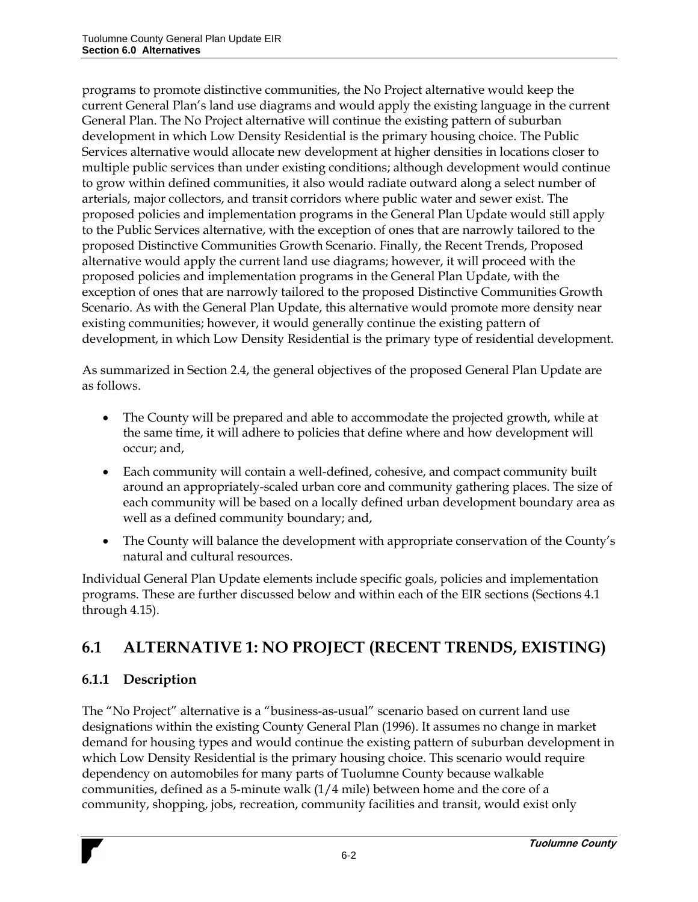programs to promote distinctive communities, the No Project alternative would keep the current General Plan's land use diagrams and would apply the existing language in the current General Plan. The No Project alternative will continue the existing pattern of suburban development in which Low Density Residential is the primary housing choice. The Public Services alternative would allocate new development at higher densities in locations closer to multiple public services than under existing conditions; although development would continue to grow within defined communities, it also would radiate outward along a select number of arterials, major collectors, and transit corridors where public water and sewer exist. The proposed policies and implementation programs in the General Plan Update would still apply to the Public Services alternative, with the exception of ones that are narrowly tailored to the proposed Distinctive Communities Growth Scenario. Finally, the Recent Trends, Proposed alternative would apply the current land use diagrams; however, it will proceed with the proposed policies and implementation programs in the General Plan Update, with the exception of ones that are narrowly tailored to the proposed Distinctive Communities Growth Scenario. As with the General Plan Update, this alternative would promote more density near existing communities; however, it would generally continue the existing pattern of development, in which Low Density Residential is the primary type of residential development.

As summarized in Section 2.4, the general objectives of the proposed General Plan Update are as follows.

- The County will be prepared and able to accommodate the projected growth, while at the same time, it will adhere to policies that define where and how development will occur; and,
- Each community will contain a well-defined, cohesive, and compact community built around an appropriately-scaled urban core and community gathering places. The size of each community will be based on a locally defined urban development boundary area as well as a defined community boundary; and,
- The County will balance the development with appropriate conservation of the County's natural and cultural resources.

Individual General Plan Update elements include specific goals, policies and implementation programs. These are further discussed below and within each of the EIR sections (Sections 4.1 through 4.15).

## 6.1 ALTERNATIVE 1: NO PROJECT (RECENT TRENDS, EXISTING)

### 6.1.1 Description

The "No Project" alternative is a "business-as-usual" scenario based on current land use designations within the existing County General Plan (1996). It assumes no change in market demand for housing types and would continue the existing pattern of suburban development in which Low Density Residential is the primary housing choice. This scenario would require dependency on automobiles for many parts of Tuolumne County because walkable communities, defined as a 5-minute walk (1/4 mile) between home and the core of a community, shopping, jobs, recreation, community facilities and transit, would exist only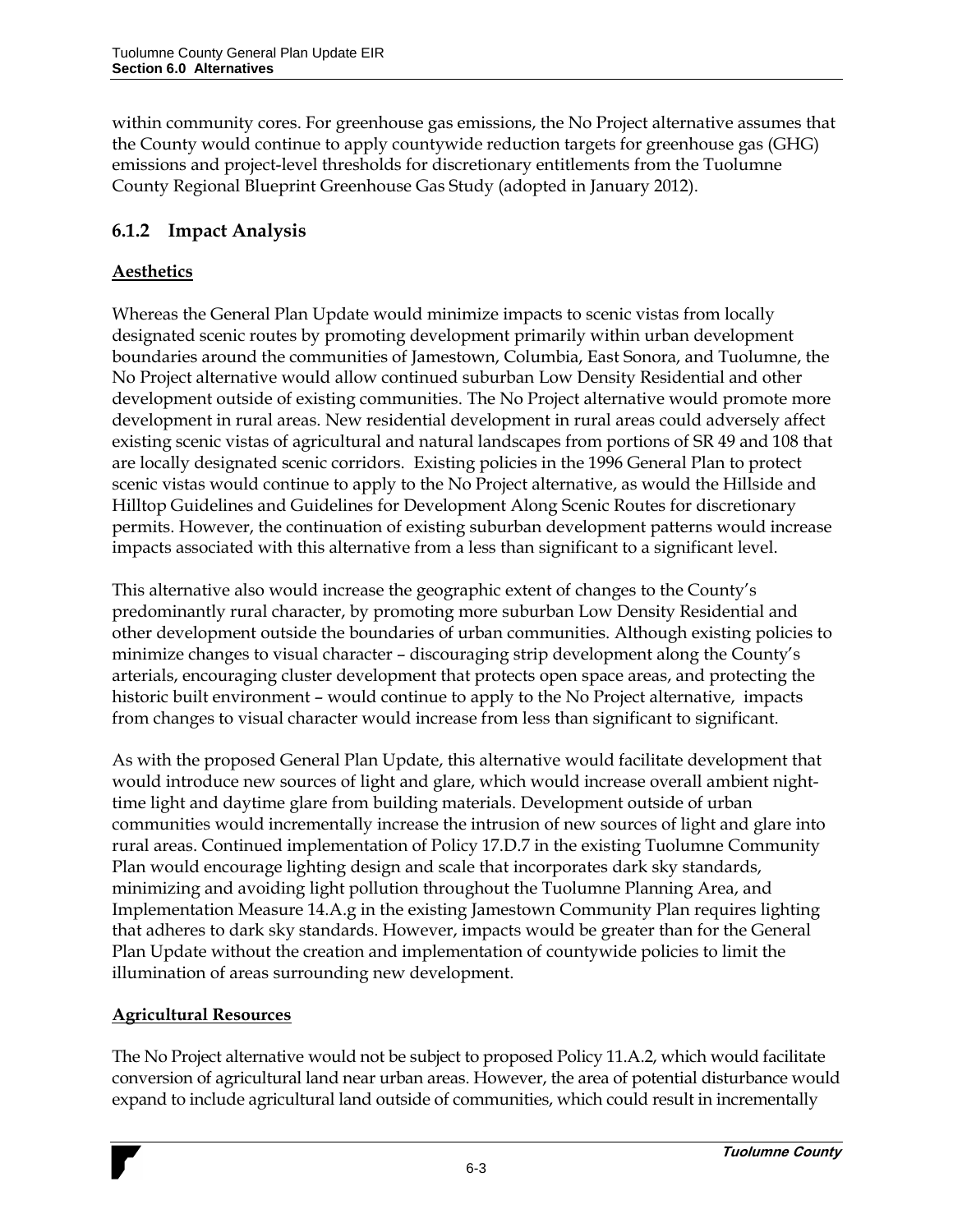within community cores. For greenhouse gas emissions, the No Project alternative assumes that the County would continue to apply countywide reduction targets for greenhouse gas (GHG) emissions and project-level thresholds for discretionary entitlements from the Tuolumne County Regional Blueprint Greenhouse Gas Study (adopted in January 2012).

### 6.1.2 Impact Analysis

**Aesthetics**

Whereas the General Plan Update would minimize impacts to scenic vistas from locally designated scenic routes by promoting development primarily within urban development boundaries around the communities of Jamestown, Columbia, East Sonora, and Tuolumne, the No Project alternative would allow continued suburban Low Density Residential and other development outside of existing communities. The No Project alternative would promote more development in rural areas. New residential development in rural areas could adversely affect existing scenic vistas of agricultural and natural landscapes from portions of SR 49 and 108 that are locally designated scenic corridors. Existing policies in the 1996 General Plan to protect scenic vistas would continue to apply to the No Project alternative, as would the Hillside and Hilltop Guidelines and Guidelines for Development Along Scenic Routes for discretionary permits. However, the continuation of existing suburban development patterns would increase impacts associated with this alternative from a less than significant to a significant level.

This alternative also would increase the geographic extent of changes to the County's predominantly rural character, by promoting more suburban Low Density Residential and other development outside the boundaries of urban communities. Although existing policies to minimize changes to visual character – discouraging strip development along the County's arterials, encouraging cluster development that protects open space areas, and protecting the historic built environment – would continue to apply to the No Project alternative, impacts from changes to visual character would increase from less than significant to significant.

As with the proposed General Plan Update, this alternative would facilitate development that would introduce new sources of light and glare, which would increase overall ambient night-time light and daytime glare from building materials. Development outside of urban communities would incrementally increase the intrusion of new sources of light and glare into rural areas. Continued implementation of Policy 17.D.7 in the existing Tuolumne Community Plan would encourage lighting design and scale that incorporates dark sky standards, minimizing and avoiding light pollution throughout the Tuolumne Planning Area, and Implementation Measure 14.A.g in the existing Jamestown Community Plan requires lighting that adheres to dark sky standards. However, impacts would be greater than for the General Plan Update without the creation and implementation of countywide policies to limit the illumination of areas surrounding new development.

**Agricultural Resources**

The No Project alternative would not be subject to proposed Policy 11.A.2, which would facilitate conversion of agricultural land near urban areas. However, the area of potential disturbance would expand to include agricultural land outside of communities, which could result in incrementally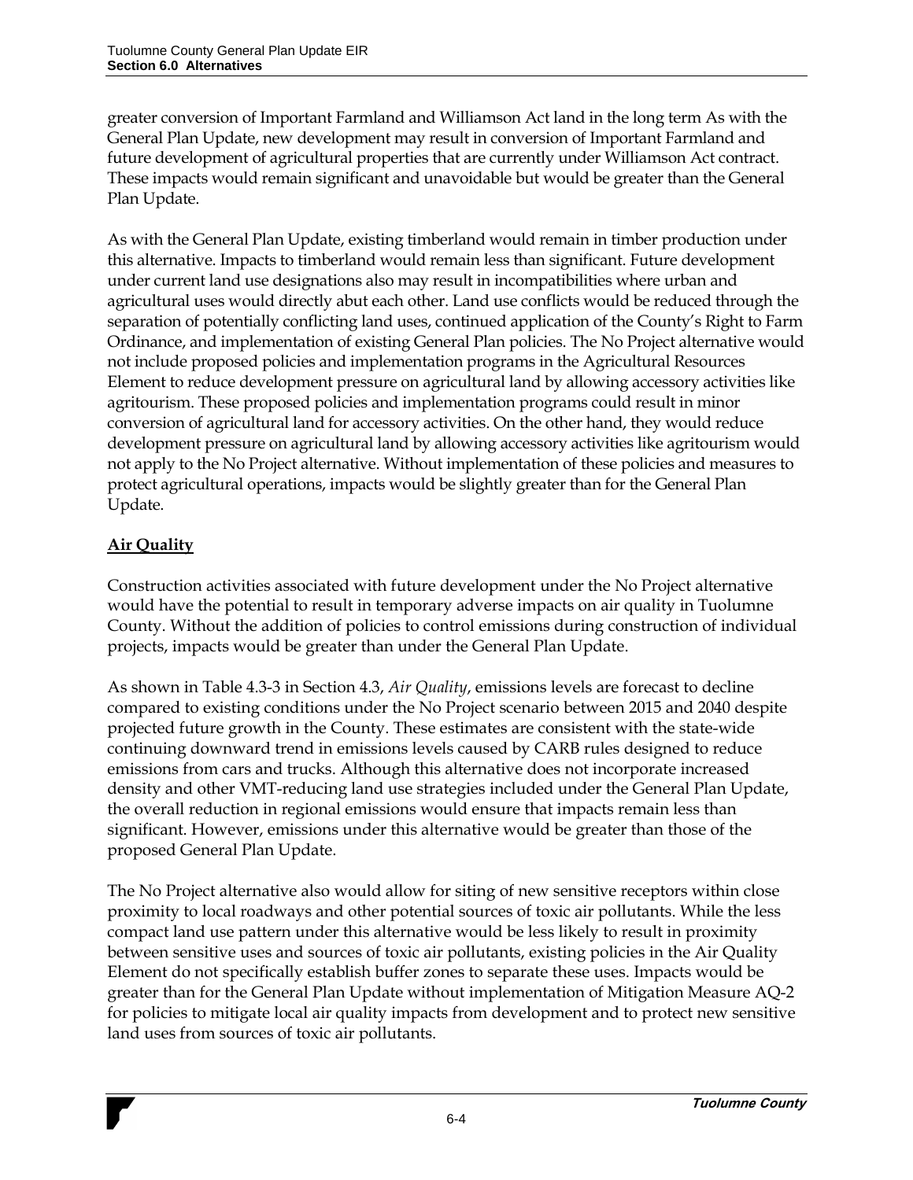greater conversion of Important Farmland and Williamson Act land in the long term As with the General Plan Update, new development may result in conversion of Important Farmland and future development of agricultural properties that are currently under Williamson Act contract. These impacts would remain significant and unavoidable but would be greater than the General Plan Update.

As with the General Plan Update, existing timberland would remain in timber production under this alternative. Impacts to timberland would remain less than significant. Future development under current land use designations also may result in incompatibilities where urban and agricultural uses would directly abut each other. Land use conflicts would be reduced through the separation of potentially conflicting land uses, continued application of the County's Right to Farm Ordinance, and implementation of existing General Plan policies. The No Project alternative would not include proposed policies and implementation programs in the Agricultural Resources Element to reduce development pressure on agricultural land by allowing accessory activities like agritourism. These proposed policies and implementation programs could result in minor conversion of agricultural land for accessory activities. On the other hand, they would reduce development pressure on agricultural land by allowing accessory activities like agritourism would not apply to the No Project alternative. Without implementation of these policies and measures to protect agricultural operations, impacts would be slightly greater than for the General Plan Update.

**Air Quality**

Construction activities associated with future development under the No Project alternative would have the potential to result in temporary adverse impacts on air quality in Tuolumne County. Without the addition of policies to control emissions during construction of individual projects, impacts would be greater than under the General Plan Update.

As shown in Table 4.3-3 in Section 4.3, *Air Quality*, emissions levels are forecast to decline compared to existing conditions under the No Project scenario between 2015 and 2040 despite projected future growth in the County. These estimates are consistent with the state-wide continuing downward trend in emissions levels caused by CARB rules designed to reduce emissions from cars and trucks. Although this alternative does not incorporate increased density and other VMT-reducing land use strategies included under the General Plan Update, the overall reduction in regional emissions would ensure that impacts remain less than significant. However, emissions under this alternative would be greater than those of the proposed General Plan Update.

The No Project alternative also would allow for siting of new sensitive receptors within close proximity to local roadways and other potential sources of toxic air pollutants. While the less compact land use pattern under this alternative would be less likely to result in proximity between sensitive uses and sources of toxic air pollutants, existing policies in the Air Quality Element do not specifically establish buffer zones to separate these uses. Impacts would be greater than for the General Plan Update without implementation of Mitigation Measure AQ-2 for policies to mitigate local air quality impacts from development and to protect new sensitive land uses from sources of toxic air pollutants.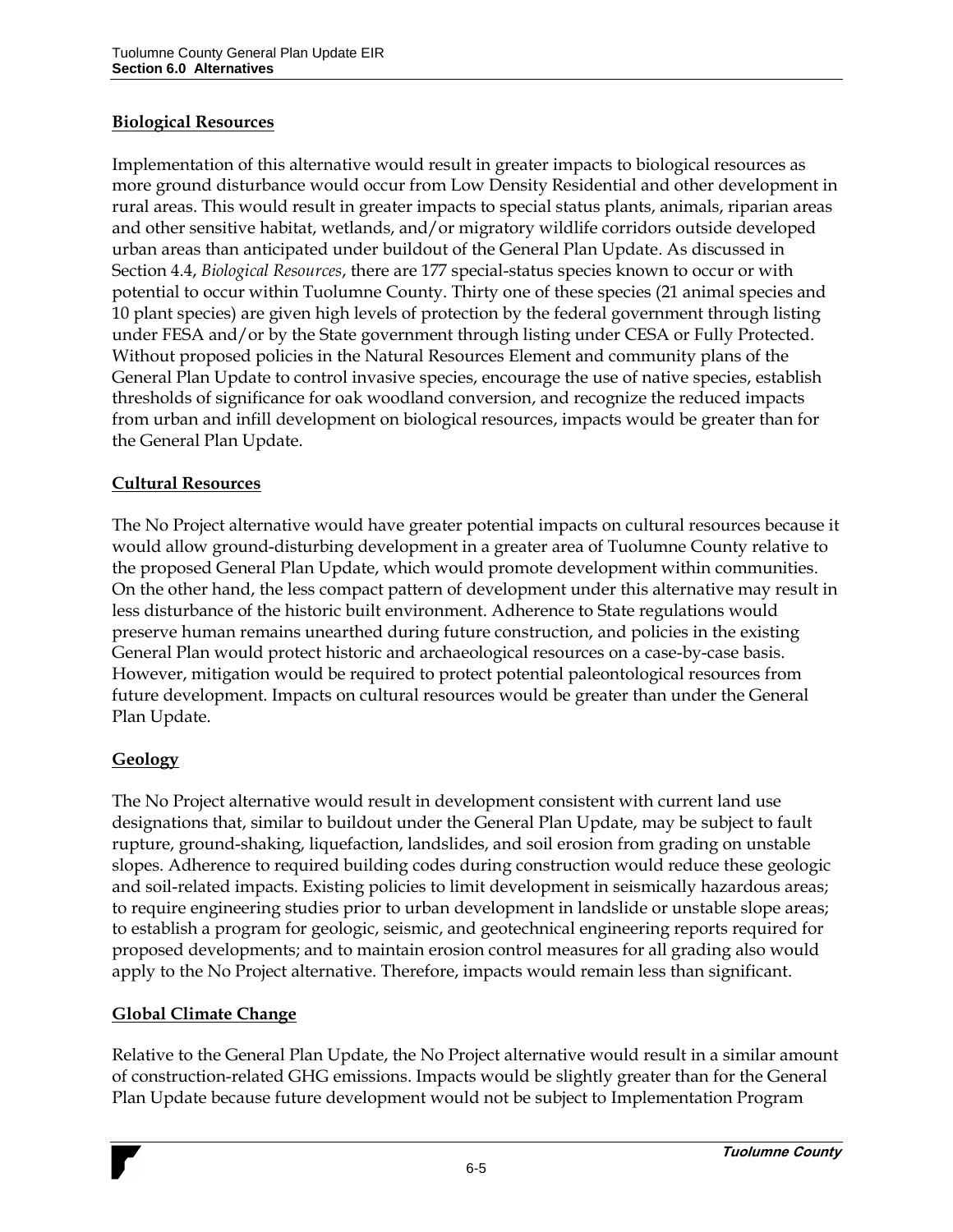**Biological Resources**

Implementation of this alternative would result in greater impacts to biological resources as more ground disturbance would occur from Low Density Residential and other development in rural areas. This would result in greater impacts to special status plants, animals, riparian areas and other sensitive habitat, wetlands, and/or migratory wildlife corridors outside developed urban areas than anticipated under buildout of the General Plan Update. As discussed in Section 4.4, *Biological Resources*, there are 177 special-status species known to occur or with potential to occur within Tuolumne County. Thirty one of these species (21 animal species and 10 plant species) are given high levels of protection by the federal government through listing under FESA and/or by the State government through listing under CESA or Fully Protected. Without proposed policies in the Natural Resources Element and community plans of the General Plan Update to control invasive species, encourage the use of native species, establish thresholds of significance for oak woodland conversion, and recognize the reduced impacts from urban and infill development on biological resources, impacts would be greater than for the General Plan Update.

**Cultural Resources**

The No Project alternative would have greater potential impacts on cultural resources because it would allow ground-disturbing development in a greater area of Tuolumne County relative to the proposed General Plan Update, which would promote development within communities. On the other hand, the less compact pattern of development under this alternative may result in less disturbance of the historic built environment. Adherence to State regulations would preserve human remains unearthed during future construction, and policies in the existing General Plan would protect historic and archaeological resources on a case-by-case basis. However, mitigation would be required to protect potential paleontological resources from future development. Impacts on cultural resources would be greater than under the General Plan Update.

**Geology**

The No Project alternative would result in development consistent with current land use designations that, similar to buildout under the General Plan Update, may be subject to fault rupture, ground-shaking, liquefaction, landslides, and soil erosion from grading on unstable slopes. Adherence to required building codes during construction would reduce these geologic and soil-related impacts. Existing policies to limit development in seismically hazardous areas; to require engineering studies prior to urban development in landslide or unstable slope areas; to establish a program for geologic, seismic, and geotechnical engineering reports required for proposed developments; and to maintain erosion control measures for all grading also would apply to the No Project alternative. Therefore, impacts would remain less than significant.

**Global Climate Change**

Relative to the General Plan Update, the No Project alternative would result in a similar amount of construction-related GHG emissions. Impacts would be slightly greater than for the General Plan Update because future development would not be subject to Implementation Program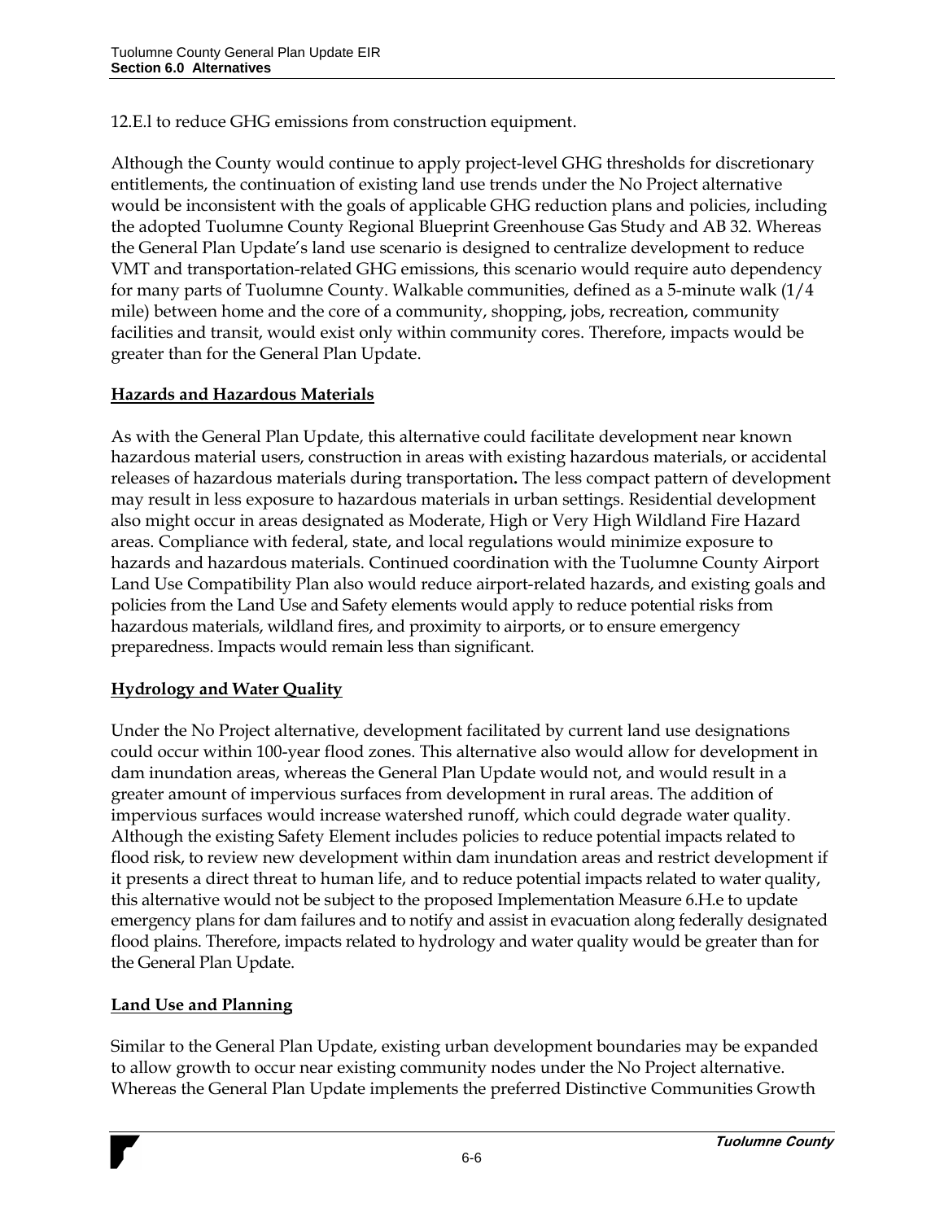12.E.l to reduce GHG emissions from construction equipment.

Although the County would continue to apply project-level GHG thresholds for discretionary entitlements, the continuation of existing land use trends under the No Project alternative would be inconsistent with the goals of applicable GHG reduction plans and policies, including the adopted Tuolumne County Regional Blueprint Greenhouse Gas Study and AB 32. Whereas the General Plan Update's land use scenario is designed to centralize development to reduce VMT and transportation-related GHG emissions, this scenario would require auto dependency for many parts of Tuolumne County. Walkable communities, defined as a 5-minute walk (1/4 mile) between home and the core of a community, shopping, jobs, recreation, community facilities and transit, would exist only within community cores. Therefore, impacts would be greater than for the General Plan Update.

**Hazards and Hazardous Materials**

As with the General Plan Update, this alternative could facilitate development near known hazardous material users, construction in areas with existing hazardous materials, or accidental releases of hazardous materials during transportation**.** The less compact pattern of development may result in less exposure to hazardous materials in urban settings. Residential development also might occur in areas designated as Moderate, High or Very High Wildland Fire Hazard areas. Compliance with federal, state, and local regulations would minimize exposure to hazards and hazardous materials. Continued coordination with the Tuolumne County Airport Land Use Compatibility Plan also would reduce airport-related hazards, and existing goals and policies from the Land Use and Safety elements would apply to reduce potential risks from hazardous materials, wildland fires, and proximity to airports, or to ensure emergency preparedness. Impacts would remain less than significant.

**Hydrology and Water Quality**

Under the No Project alternative, development facilitated by current land use designations could occur within 100-year flood zones. This alternative also would allow for development in dam inundation areas, whereas the General Plan Update would not, and would result in a greater amount of impervious surfaces from development in rural areas. The addition of impervious surfaces would increase watershed runoff, which could degrade water quality. Although the existing Safety Element includes policies to reduce potential impacts related to flood risk, to review new development within dam inundation areas and restrict development if it presents a direct threat to human life, and to reduce potential impacts related to water quality, this alternative would not be subject to the proposed Implementation Measure 6.H.e to update emergency plans for dam failures and to notify and assist in evacuation along federally designated flood plains. Therefore, impacts related to hydrology and water quality would be greater than for the General Plan Update.

**Land Use and Planning**

Similar to the General Plan Update, existing urban development boundaries may be expanded to allow growth to occur near existing community nodes under the No Project alternative. Whereas the General Plan Update implements the preferred Distinctive Communities Growth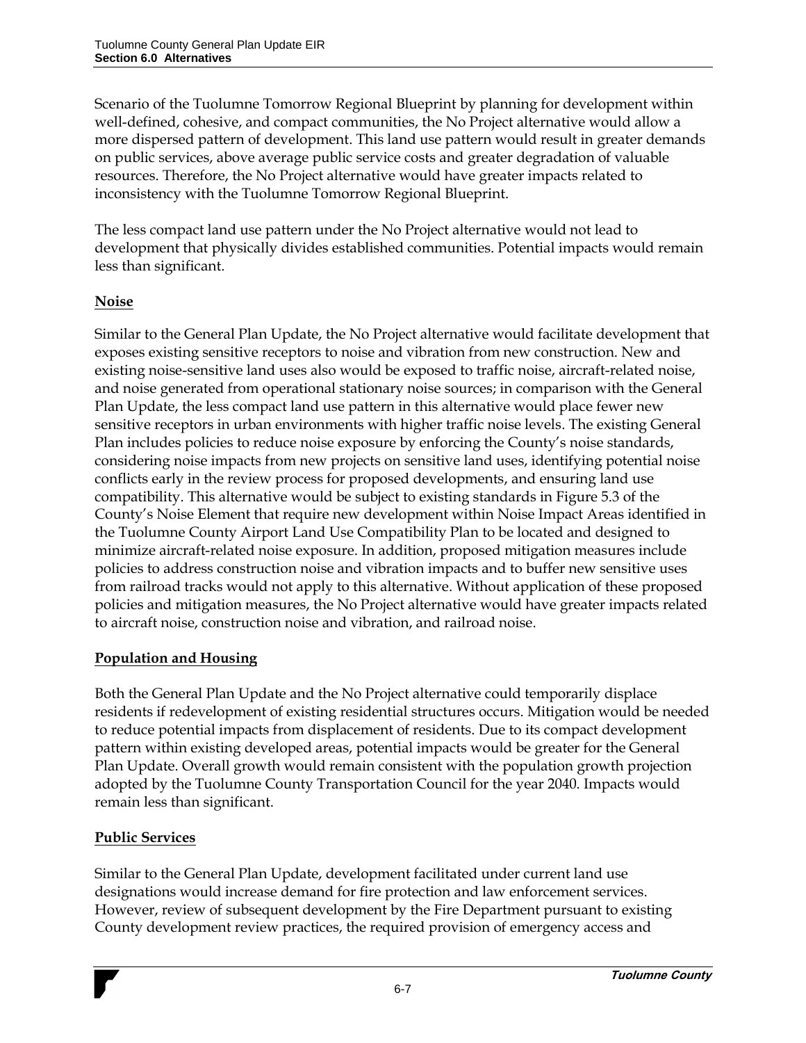Scenario of the Tuolumne Tomorrow Regional Blueprint by planning for development within well-defined, cohesive, and compact communities, the No Project alternative would allow a more dispersed pattern of development. This land use pattern would result in greater demands on public services, above average public service costs and greater degradation of valuable resources. Therefore, the No Project alternative would have greater impacts related to inconsistency with the Tuolumne Tomorrow Regional Blueprint.

The less compact land use pattern under the No Project alternative would not lead to development that physically divides established communities. Potential impacts would remain less than significant.

**Noise**

Similar to the General Plan Update, the No Project alternative would facilitate development that exposes existing sensitive receptors to noise and vibration from new construction. New and existing noise-sensitive land uses also would be exposed to traffic noise, aircraft-related noise, and noise generated from operational stationary noise sources; in comparison with the General Plan Update, the less compact land use pattern in this alternative would place fewer new sensitive receptors in urban environments with higher traffic noise levels. The existing General Plan includes policies to reduce noise exposure by enforcing the County's noise standards, considering noise impacts from new projects on sensitive land uses, identifying potential noise conflicts early in the review process for proposed developments, and ensuring land use compatibility. This alternative would be subject to existing standards in Figure 5.3 of the County's Noise Element that require new development within Noise Impact Areas identified in the Tuolumne County Airport Land Use Compatibility Plan to be located and designed to minimize aircraft-related noise exposure. In addition, proposed mitigation measures include policies to address construction noise and vibration impacts and to buffer new sensitive uses from railroad tracks would not apply to this alternative. Without application of these proposed policies and mitigation measures, the No Project alternative would have greater impacts related to aircraft noise, construction noise and vibration, and railroad noise.

**Population and Housing**

Both the General Plan Update and the No Project alternative could temporarily displace residents if redevelopment of existing residential structures occurs. Mitigation would be needed to reduce potential impacts from displacement of residents. Due to its compact development pattern within existing developed areas, potential impacts would be greater for the General Plan Update. Overall growth would remain consistent with the population growth projection adopted by the Tuolumne County Transportation Council for the year 2040. Impacts would remain less than significant.

**Public Services**

Similar to the General Plan Update, development facilitated under current land use designations would increase demand for fire protection and law enforcement services. However, review of subsequent development by the Fire Department pursuant to existing County development review practices, the required provision of emergency access and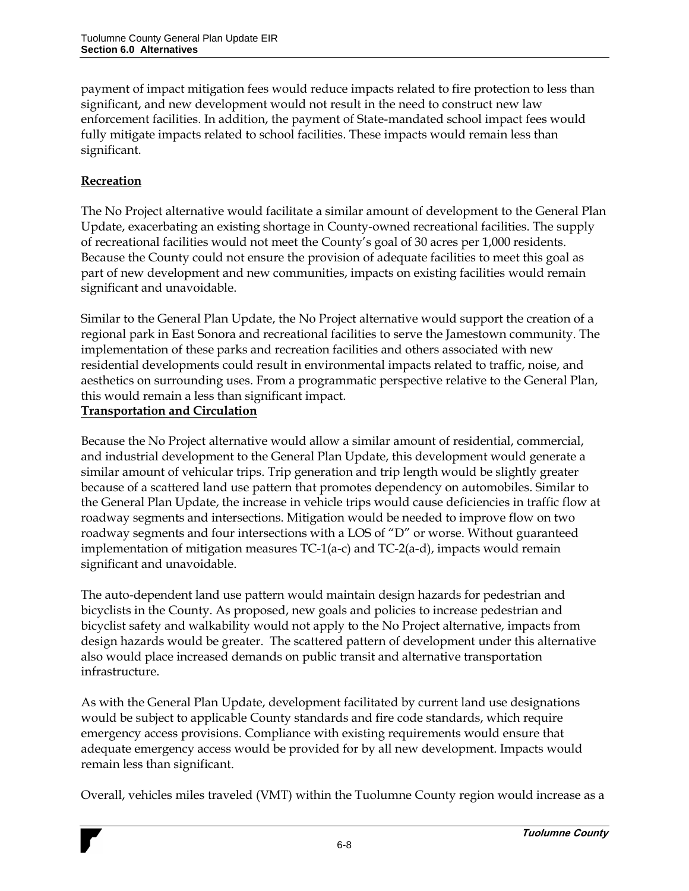payment of impact mitigation fees would reduce impacts related to fire protection to less than significant, and new development would not result in the need to construct new law enforcement facilities. In addition, the payment of State-mandated school impact fees would fully mitigate impacts related to school facilities. These impacts would remain less than significant.

**Recreation**

The No Project alternative would facilitate a similar amount of development to the General Plan Update, exacerbating an existing shortage in County-owned recreational facilities. The supply of recreational facilities would not meet the County's goal of 30 acres per 1,000 residents. Because the County could not ensure the provision of adequate facilities to meet this goal as part of new development and new communities, impacts on existing facilities would remain significant and unavoidable.

Similar to the General Plan Update, the No Project alternative would support the creation of a regional park in East Sonora and recreational facilities to serve the Jamestown community. The implementation of these parks and recreation facilities and others associated with new residential developments could result in environmental impacts related to traffic, noise, and aesthetics on surrounding uses. From a programmatic perspective relative to the General Plan, this would remain a less than significant impact.

**Transportation and Circulation**

Because the No Project alternative would allow a similar amount of residential, commercial, and industrial development to the General Plan Update, this development would generate a similar amount of vehicular trips. Trip generation and trip length would be slightly greater because of a scattered land use pattern that promotes dependency on automobiles. Similar to the General Plan Update, the increase in vehicle trips would cause deficiencies in traffic flow at roadway segments and intersections. Mitigation would be needed to improve flow on two roadway segments and four intersections with a LOS of "D" or worse. Without guaranteed implementation of mitigation measures TC-1(a-c) and TC-2(a-d), impacts would remain significant and unavoidable.

The auto-dependent land use pattern would maintain design hazards for pedestrian and bicyclists in the County. As proposed, new goals and policies to increase pedestrian and bicyclist safety and walkability would not apply to the No Project alternative, impacts from design hazards would be greater. The scattered pattern of development under this alternative also would place increased demands on public transit and alternative transportation infrastructure.

As with the General Plan Update, development facilitated by current land use designations would be subject to applicable County standards and fire code standards, which require emergency access provisions. Compliance with existing requirements would ensure that adequate emergency access would be provided for by all new development. Impacts would remain less than significant.

Overall, vehicles miles traveled (VMT) within the Tuolumne County region would increase as a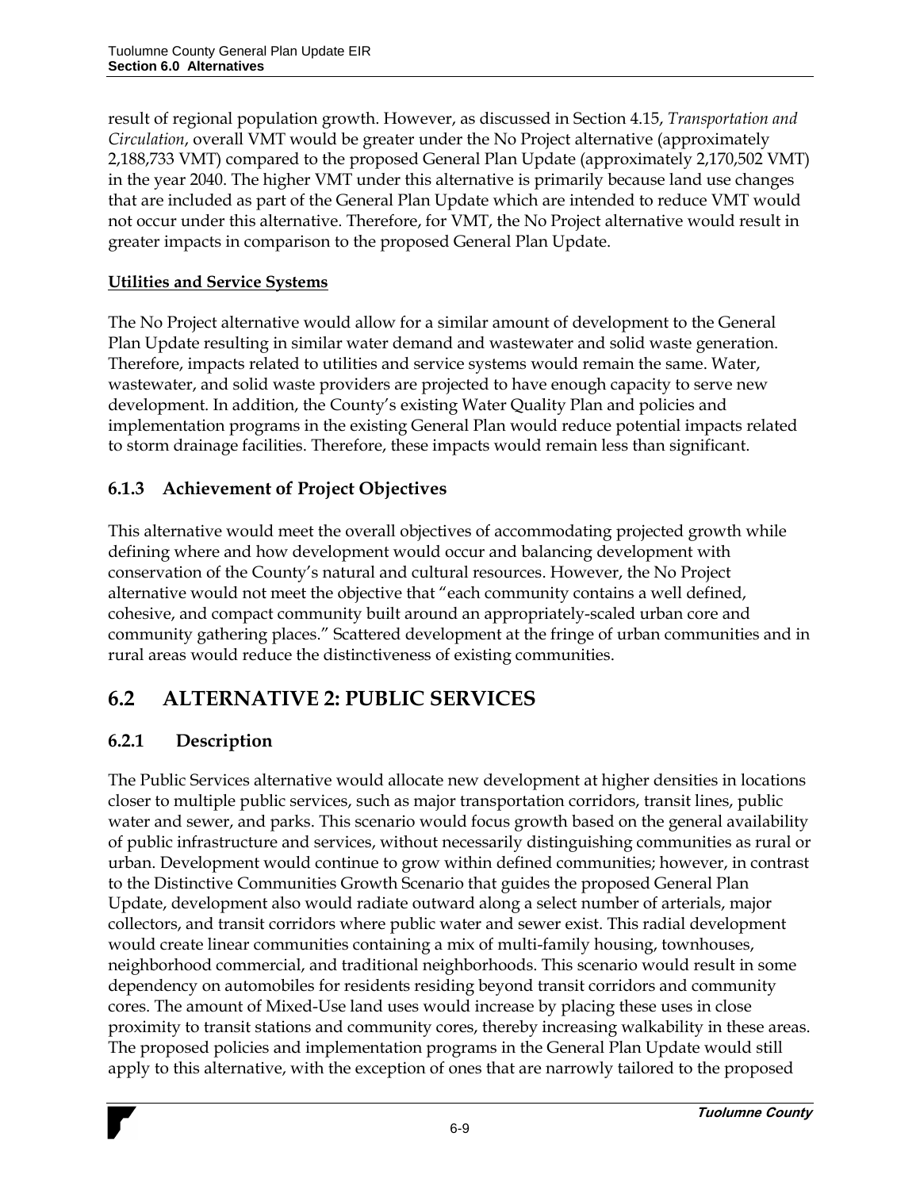result of regional population growth. However, as discussed in Section 4.15, *Transportation and Circulation*, overall VMT would be greater under the No Project alternative (approximately 2,188,733 VMT) compared to the proposed General Plan Update (approximately 2,170,502 VMT) in the year 2040. The higher VMT under this alternative is primarily because land use changes that are included as part of the General Plan Update which are intended to reduce VMT would not occur under this alternative. Therefore, for VMT, the No Project alternative would result in greater impacts in comparison to the proposed General Plan Update.

**Utilities and Service Systems**

The No Project alternative would allow for a similar amount of development to the General Plan Update resulting in similar water demand and wastewater and solid waste generation. Therefore, impacts related to utilities and service systems would remain the same. Water, wastewater, and solid waste providers are projected to have enough capacity to serve new development. In addition, the County's existing Water Quality Plan and policies and implementation programs in the existing General Plan would reduce potential impacts related to storm drainage facilities. Therefore, these impacts would remain less than significant.

### 6.1.3 Achievement of Project Objectives

This alternative would meet the overall objectives of accommodating projected growth while defining where and how development would occur and balancing development with conservation of the County's natural and cultural resources. However, the No Project alternative would not meet the objective that "each community contains a well defined, cohesive, and compact community built around an appropriately-scaled urban core and community gathering places." Scattered development at the fringe of urban communities and in rural areas would reduce the distinctiveness of existing communities.

## 6.2 ALTERNATIVE 2: PUBLIC SERVICES

### 6.2.1 Description

The Public Services alternative would allocate new development at higher densities in locations closer to multiple public services, such as major transportation corridors, transit lines, public water and sewer, and parks. This scenario would focus growth based on the general availability of public infrastructure and services, without necessarily distinguishing communities as rural or urban. Development would continue to grow within defined communities; however, in contrast to the Distinctive Communities Growth Scenario that guides the proposed General Plan Update, development also would radiate outward along a select number of arterials, major collectors, and transit corridors where public water and sewer exist. This radial development would create linear communities containing a mix of multi-family housing, townhouses, neighborhood commercial, and traditional neighborhoods. This scenario would result in some dependency on automobiles for residents residing beyond transit corridors and community cores. The amount of Mixed-Use land uses would increase by placing these uses in close proximity to transit stations and community cores, thereby increasing walkability in these areas. The proposed policies and implementation programs in the General Plan Update would still apply to this alternative, with the exception of ones that are narrowly tailored to the proposed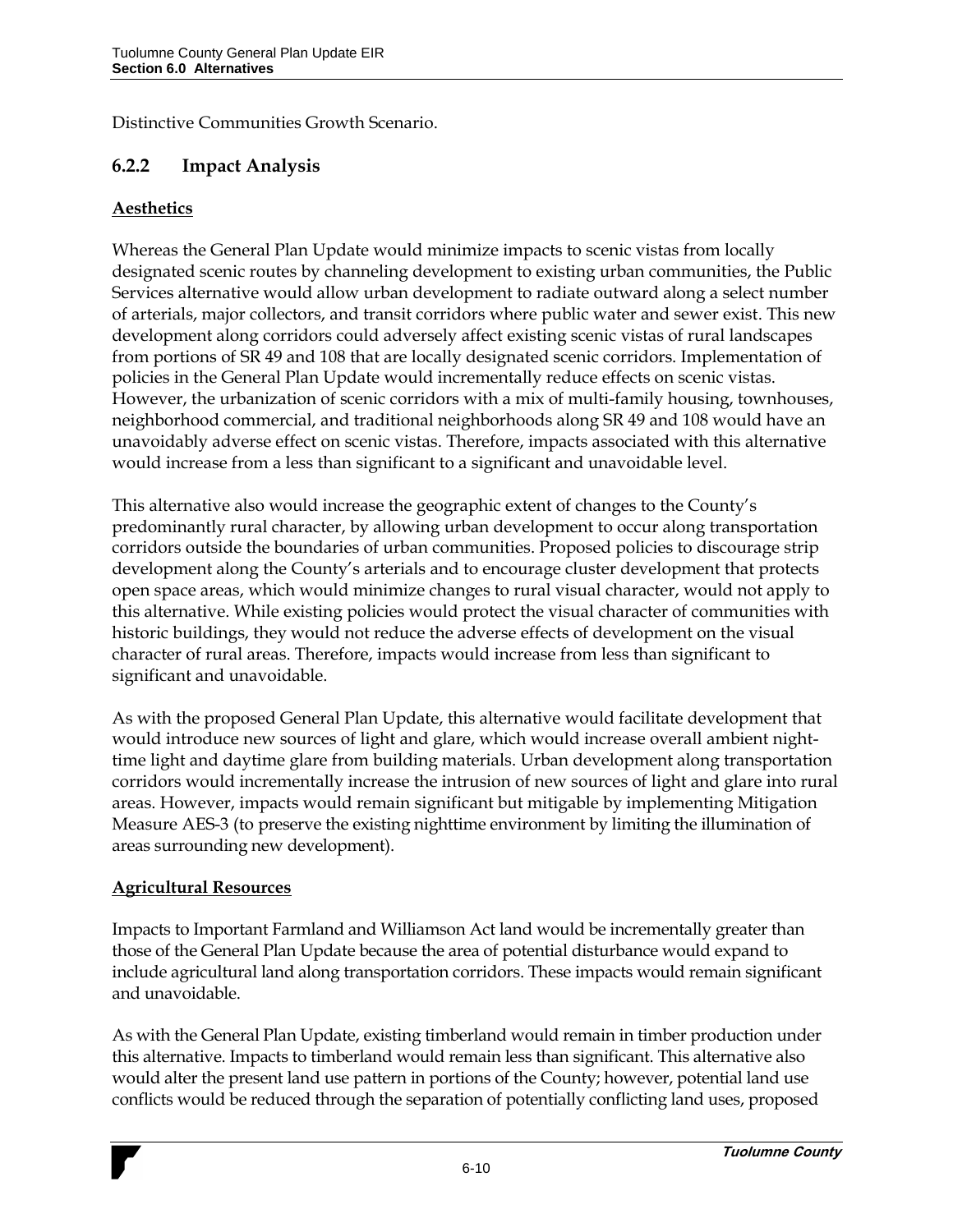Distinctive Communities Growth Scenario.

### 6.2.2 Impact Analysis

**Aesthetics**

Whereas the General Plan Update would minimize impacts to scenic vistas from locally designated scenic routes by channeling development to existing urban communities, the Public Services alternative would allow urban development to radiate outward along a select number of arterials, major collectors, and transit corridors where public water and sewer exist. This new development along corridors could adversely affect existing scenic vistas of rural landscapes from portions of SR 49 and 108 that are locally designated scenic corridors. Implementation of policies in the General Plan Update would incrementally reduce effects on scenic vistas. However, the urbanization of scenic corridors with a mix of multi-family housing, townhouses, neighborhood commercial, and traditional neighborhoods along SR 49 and 108 would have an unavoidably adverse effect on scenic vistas. Therefore, impacts associated with this alternative would increase from a less than significant to a significant and unavoidable level.

This alternative also would increase the geographic extent of changes to the County's predominantly rural character, by allowing urban development to occur along transportation corridors outside the boundaries of urban communities. Proposed policies to discourage strip development along the County's arterials and to encourage cluster development that protects open space areas, which would minimize changes to rural visual character, would not apply to this alternative. While existing policies would protect the visual character of communities with historic buildings, they would not reduce the adverse effects of development on the visual character of rural areas. Therefore, impacts would increase from less than significant to significant and unavoidable.

As with the proposed General Plan Update, this alternative would facilitate development that would introduce new sources of light and glare, which would increase overall ambient night-time light and daytime glare from building materials. Urban development along transportation corridors would incrementally increase the intrusion of new sources of light and glare into rural areas. However, impacts would remain significant but mitigable by implementing Mitigation Measure AES-3 (to preserve the existing nighttime environment by limiting the illumination of areas surrounding new development).

**Agricultural Resources**

Impacts to Important Farmland and Williamson Act land would be incrementally greater than those of the General Plan Update because the area of potential disturbance would expand to include agricultural land along transportation corridors. These impacts would remain significant and unavoidable.

As with the General Plan Update, existing timberland would remain in timber production under this alternative. Impacts to timberland would remain less than significant. This alternative also would alter the present land use pattern in portions of the County; however, potential land use conflicts would be reduced through the separation of potentially conflicting land uses, proposed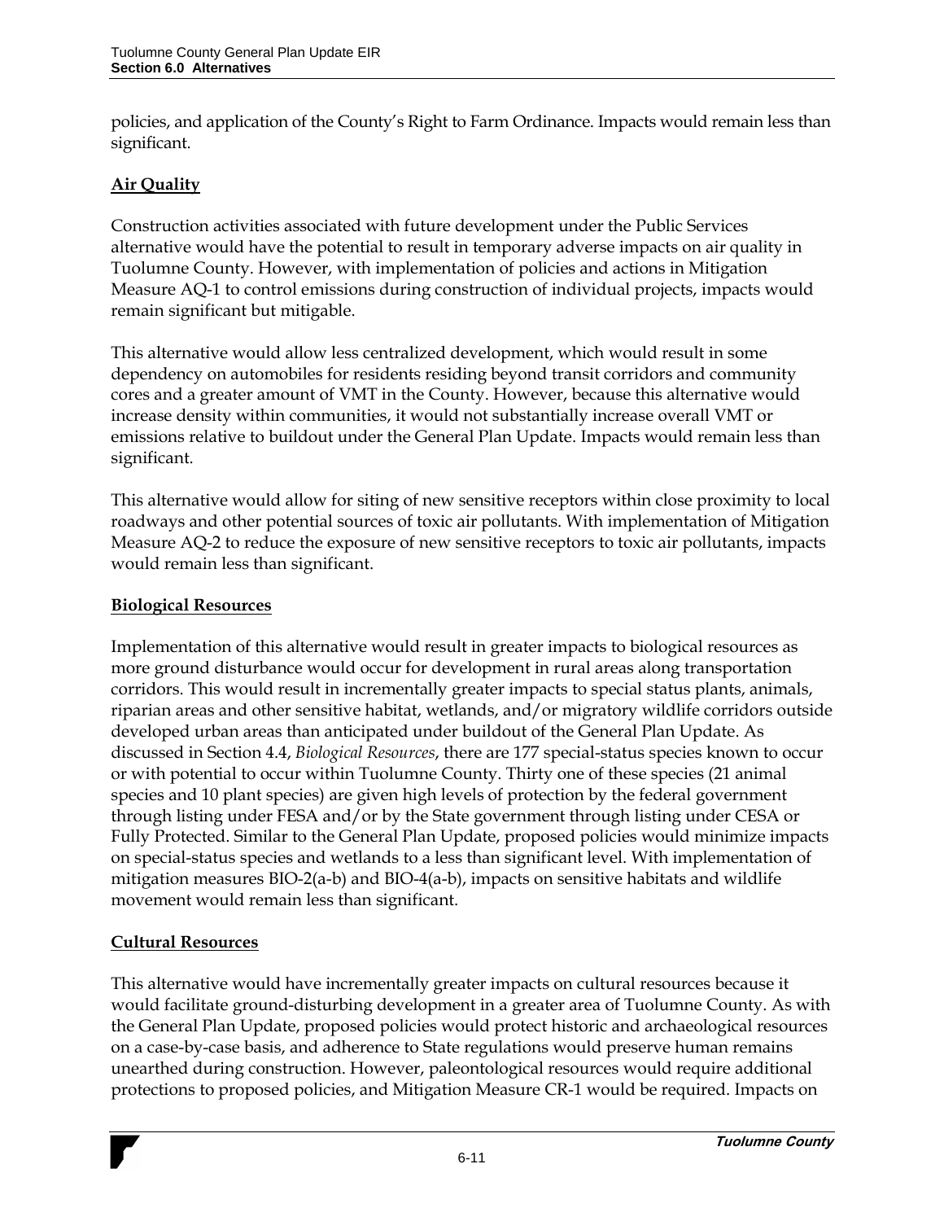policies, and application of the County's Right to Farm Ordinance. Impacts would remain less than significant.

**Air Quality**

Construction activities associated with future development under the Public Services alternative would have the potential to result in temporary adverse impacts on air quality in Tuolumne County. However, with implementation of policies and actions in Mitigation Measure AQ-1 to control emissions during construction of individual projects, impacts would remain significant but mitigable.

This alternative would allow less centralized development, which would result in some dependency on automobiles for residents residing beyond transit corridors and community cores and a greater amount of VMT in the County. However, because this alternative would increase density within communities, it would not substantially increase overall VMT or emissions relative to buildout under the General Plan Update. Impacts would remain less than significant.

This alternative would allow for siting of new sensitive receptors within close proximity to local roadways and other potential sources of toxic air pollutants. With implementation of Mitigation Measure AQ-2 to reduce the exposure of new sensitive receptors to toxic air pollutants, impacts would remain less than significant.

**Biological Resources**

Implementation of this alternative would result in greater impacts to biological resources as more ground disturbance would occur for development in rural areas along transportation corridors. This would result in incrementally greater impacts to special status plants, animals, riparian areas and other sensitive habitat, wetlands, and/or migratory wildlife corridors outside developed urban areas than anticipated under buildout of the General Plan Update. As discussed in Section 4.4, *Biological Resources*, there are 177 special-status species known to occur or with potential to occur within Tuolumne County. Thirty one of these species (21 animal species and 10 plant species) are given high levels of protection by the federal government through listing under FESA and/or by the State government through listing under CESA or Fully Protected. Similar to the General Plan Update, proposed policies would minimize impacts on special-status species and wetlands to a less than significant level. With implementation of mitigation measures BIO-2(a-b) and BIO-4(a-b), impacts on sensitive habitats and wildlife movement would remain less than significant.

**Cultural Resources**

This alternative would have incrementally greater impacts on cultural resources because it would facilitate ground-disturbing development in a greater area of Tuolumne County. As with the General Plan Update, proposed policies would protect historic and archaeological resources on a case-by-case basis, and adherence to State regulations would preserve human remains unearthed during construction. However, paleontological resources would require additional protections to proposed policies, and Mitigation Measure CR-1 would be required. Impacts on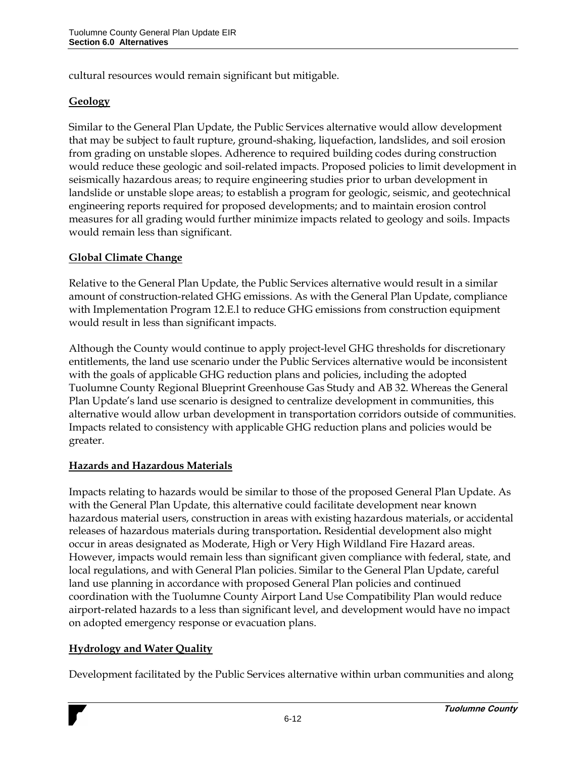cultural resources would remain significant but mitigable.

**Geology**

Similar to the General Plan Update, the Public Services alternative would allow development that may be subject to fault rupture, ground-shaking, liquefaction, landslides, and soil erosion from grading on unstable slopes. Adherence to required building codes during construction would reduce these geologic and soil-related impacts. Proposed policies to limit development in seismically hazardous areas; to require engineering studies prior to urban development in landslide or unstable slope areas; to establish a program for geologic, seismic, and geotechnical engineering reports required for proposed developments; and to maintain erosion control measures for all grading would further minimize impacts related to geology and soils. Impacts would remain less than significant.

**Global Climate Change**

Relative to the General Plan Update, the Public Services alternative would result in a similar amount of construction-related GHG emissions. As with the General Plan Update, compliance with Implementation Program 12.E.l to reduce GHG emissions from construction equipment would result in less than significant impacts.

Although the County would continue to apply project-level GHG thresholds for discretionary entitlements, the land use scenario under the Public Services alternative would be inconsistent with the goals of applicable GHG reduction plans and policies, including the adopted Tuolumne County Regional Blueprint Greenhouse Gas Study and AB 32. Whereas the General Plan Update's land use scenario is designed to centralize development in communities, this alternative would allow urban development in transportation corridors outside of communities. Impacts related to consistency with applicable GHG reduction plans and policies would be greater.

**Hazards and Hazardous Materials**

Impacts relating to hazards would be similar to those of the proposed General Plan Update. As with the General Plan Update, this alternative could facilitate development near known hazardous material users, construction in areas with existing hazardous materials, or accidental releases of hazardous materials during transportation**.** Residential development also might occur in areas designated as Moderate, High or Very High Wildland Fire Hazard areas. However, impacts would remain less than significant given compliance with federal, state, and local regulations, and with General Plan policies. Similar to the General Plan Update, careful land use planning in accordance with proposed General Plan policies and continued coordination with the Tuolumne County Airport Land Use Compatibility Plan would reduce airport-related hazards to a less than significant level, and development would have no impact on adopted emergency response or evacuation plans.

**Hydrology and Water Quality**

Development facilitated by the Public Services alternative within urban communities and along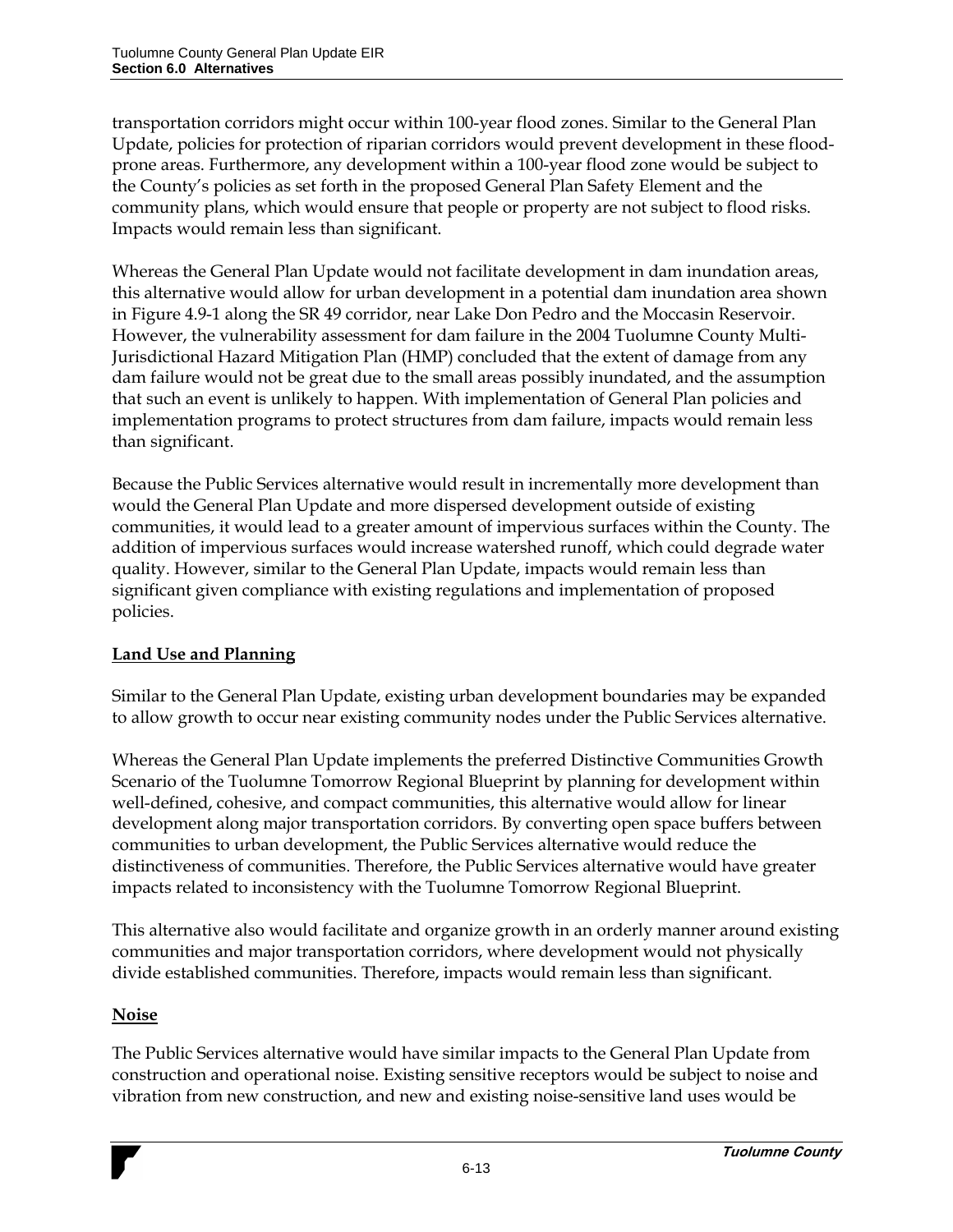transportation corridors might occur within 100-year flood zones. Similar to the General Plan Update, policies for protection of riparian corridors would prevent development in these flood-prone areas. Furthermore, any development within a 100-year flood zone would be subject to the County's policies as set forth in the proposed General Plan Safety Element and the community plans, which would ensure that people or property are not subject to flood risks. Impacts would remain less than significant.

Whereas the General Plan Update would not facilitate development in dam inundation areas, this alternative would allow for urban development in a potential dam inundation area shown in Figure 4.9-1 along the SR 49 corridor, near Lake Don Pedro and the Moccasin Reservoir. However, the vulnerability assessment for dam failure in the 2004 Tuolumne County Multi-Jurisdictional Hazard Mitigation Plan (HMP) concluded that the extent of damage from any dam failure would not be great due to the small areas possibly inundated, and the assumption that such an event is unlikely to happen. With implementation of General Plan policies and implementation programs to protect structures from dam failure, impacts would remain less than significant.

Because the Public Services alternative would result in incrementally more development than would the General Plan Update and more dispersed development outside of existing communities, it would lead to a greater amount of impervious surfaces within the County. The addition of impervious surfaces would increase watershed runoff, which could degrade water quality. However, similar to the General Plan Update, impacts would remain less than significant given compliance with existing regulations and implementation of proposed policies.

**Land Use and Planning**

Similar to the General Plan Update, existing urban development boundaries may be expanded to allow growth to occur near existing community nodes under the Public Services alternative.

Whereas the General Plan Update implements the preferred Distinctive Communities Growth Scenario of the Tuolumne Tomorrow Regional Blueprint by planning for development within well-defined, cohesive, and compact communities, this alternative would allow for linear development along major transportation corridors. By converting open space buffers between communities to urban development, the Public Services alternative would reduce the distinctiveness of communities. Therefore, the Public Services alternative would have greater impacts related to inconsistency with the Tuolumne Tomorrow Regional Blueprint.

This alternative also would facilitate and organize growth in an orderly manner around existing communities and major transportation corridors, where development would not physically divide established communities. Therefore, impacts would remain less than significant.

**Noise**

The Public Services alternative would have similar impacts to the General Plan Update from construction and operational noise. Existing sensitive receptors would be subject to noise and vibration from new construction, and new and existing noise-sensitive land uses would be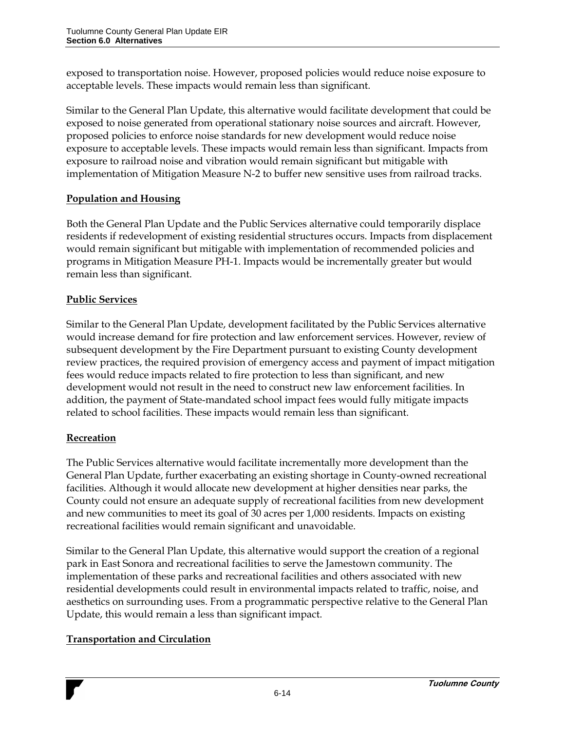exposed to transportation noise. However, proposed policies would reduce noise exposure to acceptable levels. These impacts would remain less than significant.

Similar to the General Plan Update, this alternative would facilitate development that could be exposed to noise generated from operational stationary noise sources and aircraft. However, proposed policies to enforce noise standards for new development would reduce noise exposure to acceptable levels. These impacts would remain less than significant. Impacts from exposure to railroad noise and vibration would remain significant but mitigable with implementation of Mitigation Measure N-2 to buffer new sensitive uses from railroad tracks.

**Population and Housing**

Both the General Plan Update and the Public Services alternative could temporarily displace residents if redevelopment of existing residential structures occurs. Impacts from displacement would remain significant but mitigable with implementation of recommended policies and programs in Mitigation Measure PH-1. Impacts would be incrementally greater but would remain less than significant.

**Public Services**

Similar to the General Plan Update, development facilitated by the Public Services alternative would increase demand for fire protection and law enforcement services. However, review of subsequent development by the Fire Department pursuant to existing County development review practices, the required provision of emergency access and payment of impact mitigation fees would reduce impacts related to fire protection to less than significant, and new development would not result in the need to construct new law enforcement facilities. In addition, the payment of State-mandated school impact fees would fully mitigate impacts related to school facilities. These impacts would remain less than significant.

**Recreation**

The Public Services alternative would facilitate incrementally more development than the General Plan Update, further exacerbating an existing shortage in County-owned recreational facilities. Although it would allocate new development at higher densities near parks, the County could not ensure an adequate supply of recreational facilities from new development and new communities to meet its goal of 30 acres per 1,000 residents. Impacts on existing recreational facilities would remain significant and unavoidable.

Similar to the General Plan Update, this alternative would support the creation of a regional park in East Sonora and recreational facilities to serve the Jamestown community. The implementation of these parks and recreational facilities and others associated with new residential developments could result in environmental impacts related to traffic, noise, and aesthetics on surrounding uses. From a programmatic perspective relative to the General Plan Update, this would remain a less than significant impact.

**Transportation and Circulation**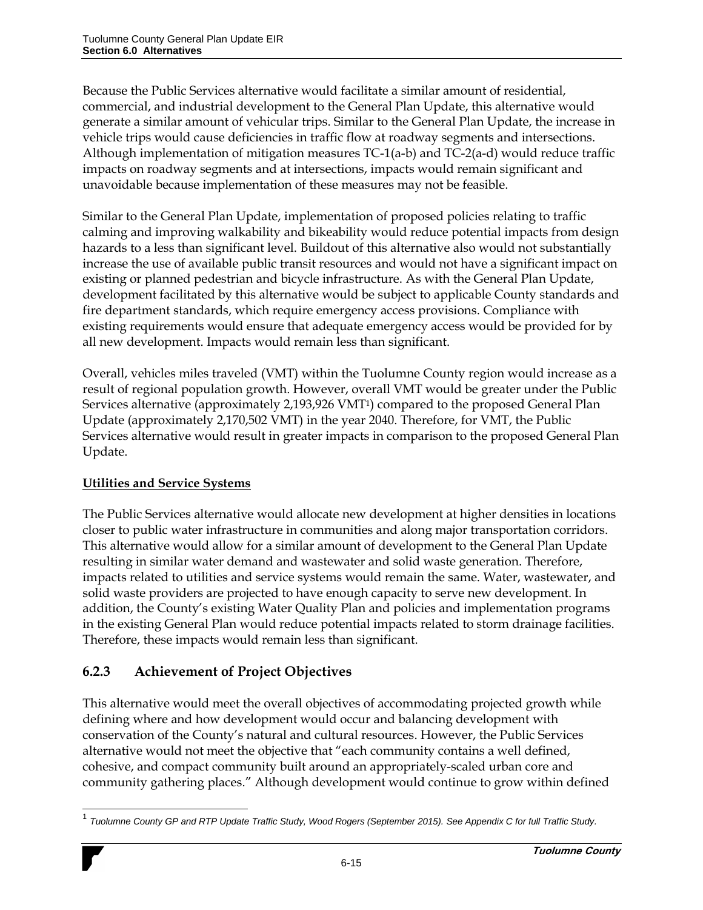Because the Public Services alternative would facilitate a similar amount of residential, commercial, and industrial development to the General Plan Update, this alternative would generate a similar amount of vehicular trips. Similar to the General Plan Update, the increase in vehicle trips would cause deficiencies in traffic flow at roadway segments and intersections. Although implementation of mitigation measures TC-1(a-b) and TC-2(a-d) would reduce traffic impacts on roadway segments and at intersections, impacts would remain significant and unavoidable because implementation of these measures may not be feasible.

Similar to the General Plan Update, implementation of proposed policies relating to traffic calming and improving walkability and bikeability would reduce potential impacts from design hazards to a less than significant level. Buildout of this alternative also would not substantially increase the use of available public transit resources and would not have a significant impact on existing or planned pedestrian and bicycle infrastructure. As with the General Plan Update, development facilitated by this alternative would be subject to applicable County standards and fire department standards, which require emergency access provisions. Compliance with existing requirements would ensure that adequate emergency access would be provided for by all new development. Impacts would remain less than significant.

Overall, vehicles miles traveled (VMT) within the Tuolumne County region would increase as a result of regional population growth. However, overall VMT would be greater under the Public Services alternative (approximately 2,193,926 VMT[1]) compared to the proposed General Plan Update (approximately 2,170,502 VMT) in the year 2040. Therefore, for VMT, the Public Services alternative would result in greater impacts in comparison to the proposed General Plan Update.

**Utilities and Service Systems**

The Public Services alternative would allocate new development at higher densities in locations closer to public water infrastructure in communities and along major transportation corridors. This alternative would allow for a similar amount of development to the General Plan Update resulting in similar water demand and wastewater and solid waste generation. Therefore, impacts related to utilities and service systems would remain the same. Water, wastewater, and solid waste providers are projected to have enough capacity to serve new development. In addition, the County's existing Water Quality Plan and policies and implementation programs in the existing General Plan would reduce potential impacts related to storm drainage facilities. Therefore, these impacts would remain less than significant.

### 6.2.3 Achievement of Project Objectives

This alternative would meet the overall objectives of accommodating projected growth while defining where and how development would occur and balancing development with conservation of the County's natural and cultural resources. However, the Public Services alternative would not meet the objective that "each community contains a well defined, cohesive, and compact community built around an appropriately-scaled urban core and community gathering places." Although development would continue to grow within defined

---

[1] *Tuolumne County GP and RTP Update Traffic Study, Wood Rogers (September 2015). See Appendix C for full Traffic Study.*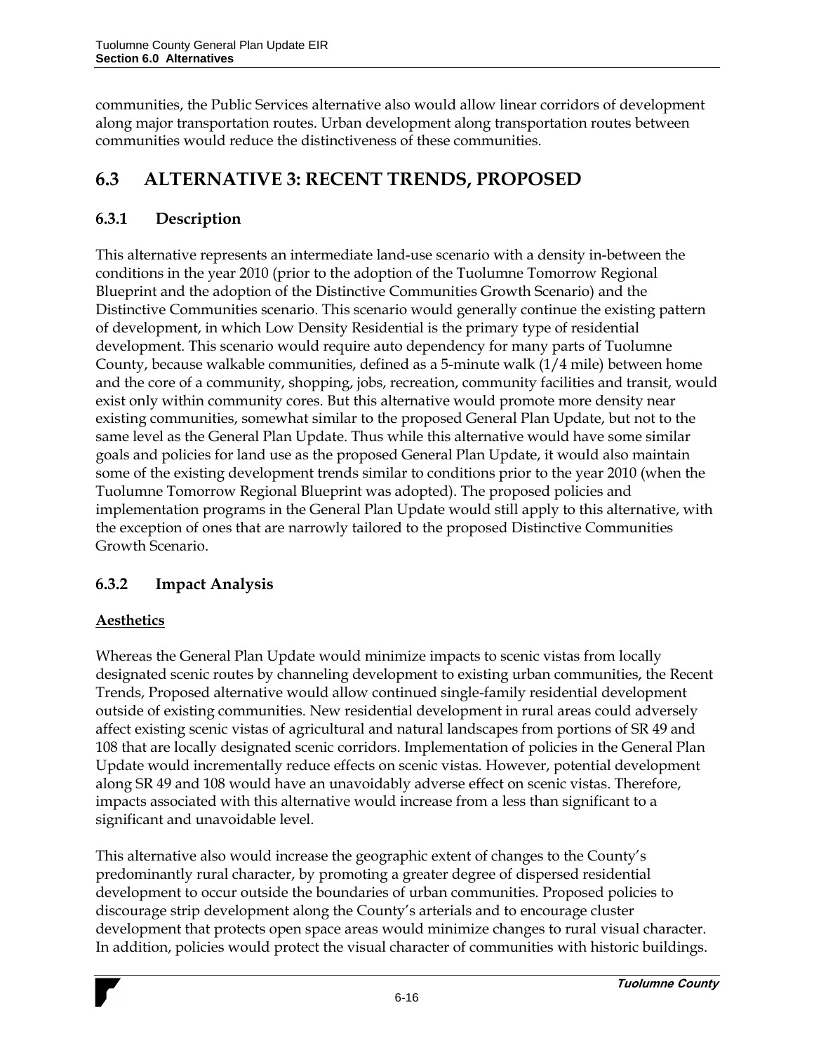communities, the Public Services alternative also would allow linear corridors of development along major transportation routes. Urban development along transportation routes between communities would reduce the distinctiveness of these communities.

## 6.3 ALTERNATIVE 3: RECENT TRENDS, PROPOSED

### 6.3.1 Description

This alternative represents an intermediate land-use scenario with a density in-between the conditions in the year 2010 (prior to the adoption of the Tuolumne Tomorrow Regional Blueprint and the adoption of the Distinctive Communities Growth Scenario) and the Distinctive Communities scenario. This scenario would generally continue the existing pattern of development, in which Low Density Residential is the primary type of residential development. This scenario would require auto dependency for many parts of Tuolumne County, because walkable communities, defined as a 5-minute walk (1/4 mile) between home and the core of a community, shopping, jobs, recreation, community facilities and transit, would exist only within community cores. But this alternative would promote more density near existing communities, somewhat similar to the proposed General Plan Update, but not to the same level as the General Plan Update. Thus while this alternative would have some similar goals and policies for land use as the proposed General Plan Update, it would also maintain some of the existing development trends similar to conditions prior to the year 2010 (when the Tuolumne Tomorrow Regional Blueprint was adopted). The proposed policies and implementation programs in the General Plan Update would still apply to this alternative, with the exception of ones that are narrowly tailored to the proposed Distinctive Communities Growth Scenario.

### 6.3.2 Impact Analysis

**Aesthetics**

Whereas the General Plan Update would minimize impacts to scenic vistas from locally designated scenic routes by channeling development to existing urban communities, the Recent Trends, Proposed alternative would allow continued single-family residential development outside of existing communities. New residential development in rural areas could adversely affect existing scenic vistas of agricultural and natural landscapes from portions of SR 49 and 108 that are locally designated scenic corridors. Implementation of policies in the General Plan Update would incrementally reduce effects on scenic vistas. However, potential development along SR 49 and 108 would have an unavoidably adverse effect on scenic vistas. Therefore, impacts associated with this alternative would increase from a less than significant to a significant and unavoidable level.

This alternative also would increase the geographic extent of changes to the County's predominantly rural character, by promoting a greater degree of dispersed residential development to occur outside the boundaries of urban communities. Proposed policies to discourage strip development along the County's arterials and to encourage cluster development that protects open space areas would minimize changes to rural visual character. In addition, policies would protect the visual character of communities with historic buildings.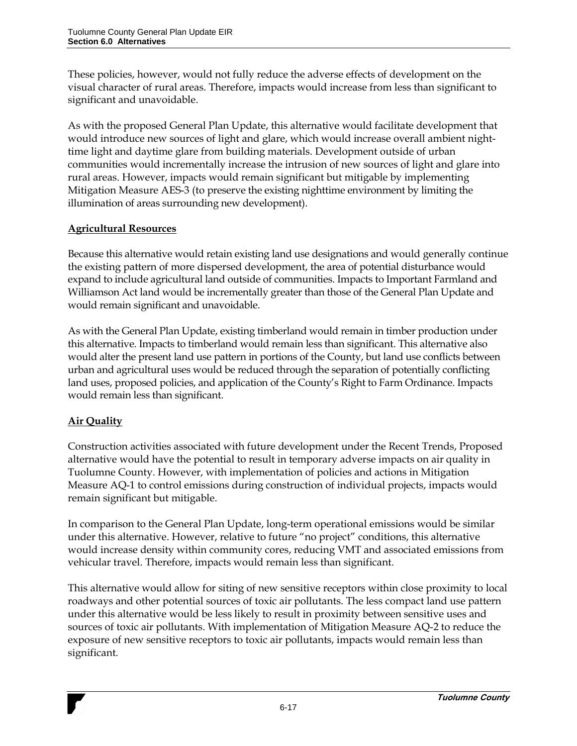These policies, however, would not fully reduce the adverse effects of development on the visual character of rural areas. Therefore, impacts would increase from less than significant to significant and unavoidable.

As with the proposed General Plan Update, this alternative would facilitate development that would introduce new sources of light and glare, which would increase overall ambient night-time light and daytime glare from building materials. Development outside of urban communities would incrementally increase the intrusion of new sources of light and glare into rural areas. However, impacts would remain significant but mitigable by implementing Mitigation Measure AES-3 (to preserve the existing nighttime environment by limiting the illumination of areas surrounding new development).

**Agricultural Resources**

Because this alternative would retain existing land use designations and would generally continue the existing pattern of more dispersed development, the area of potential disturbance would expand to include agricultural land outside of communities. Impacts to Important Farmland and Williamson Act land would be incrementally greater than those of the General Plan Update and would remain significant and unavoidable.

As with the General Plan Update, existing timberland would remain in timber production under this alternative. Impacts to timberland would remain less than significant. This alternative also would alter the present land use pattern in portions of the County, but land use conflicts between urban and agricultural uses would be reduced through the separation of potentially conflicting land uses, proposed policies, and application of the County's Right to Farm Ordinance. Impacts would remain less than significant.

**Air Quality**

Construction activities associated with future development under the Recent Trends, Proposed alternative would have the potential to result in temporary adverse impacts on air quality in Tuolumne County. However, with implementation of policies and actions in Mitigation Measure AQ-1 to control emissions during construction of individual projects, impacts would remain significant but mitigable.

In comparison to the General Plan Update, long-term operational emissions would be similar under this alternative. However, relative to future "no project" conditions, this alternative would increase density within community cores, reducing VMT and associated emissions from vehicular travel. Therefore, impacts would remain less than significant.

This alternative would allow for siting of new sensitive receptors within close proximity to local roadways and other potential sources of toxic air pollutants. The less compact land use pattern under this alternative would be less likely to result in proximity between sensitive uses and sources of toxic air pollutants. With implementation of Mitigation Measure AQ-2 to reduce the exposure of new sensitive receptors to toxic air pollutants, impacts would remain less than significant.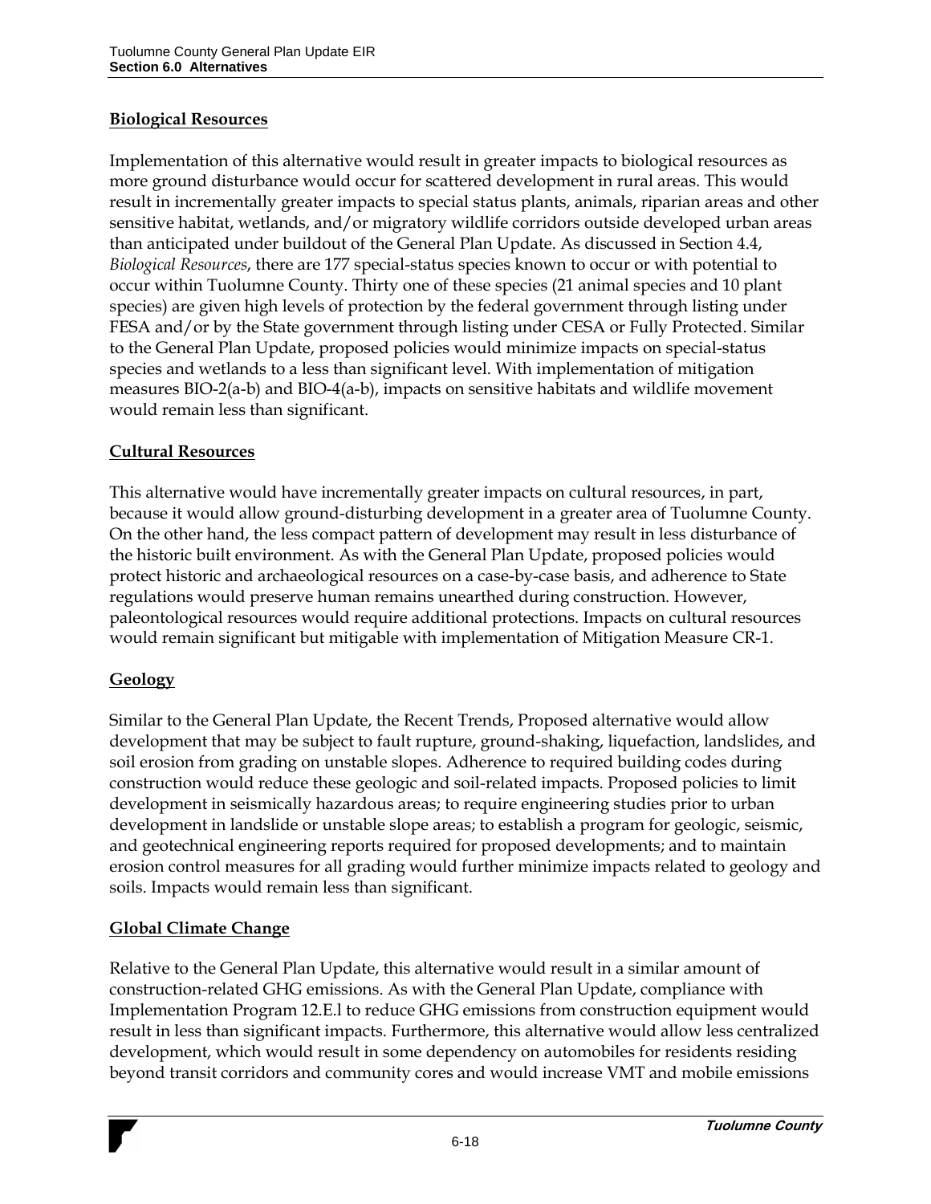**Biological Resources**

Implementation of this alternative would result in greater impacts to biological resources as more ground disturbance would occur for scattered development in rural areas. This would result in incrementally greater impacts to special status plants, animals, riparian areas and other sensitive habitat, wetlands, and/or migratory wildlife corridors outside developed urban areas than anticipated under buildout of the General Plan Update. As discussed in Section 4.4, *Biological Resources*, there are 177 special-status species known to occur or with potential to occur within Tuolumne County. Thirty one of these species (21 animal species and 10 plant species) are given high levels of protection by the federal government through listing under FESA and/or by the State government through listing under CESA or Fully Protected. Similar to the General Plan Update, proposed policies would minimize impacts on special-status species and wetlands to a less than significant level. With implementation of mitigation measures BIO-2(a-b) and BIO-4(a-b), impacts on sensitive habitats and wildlife movement would remain less than significant.

**Cultural Resources**

This alternative would have incrementally greater impacts on cultural resources, in part, because it would allow ground-disturbing development in a greater area of Tuolumne County. On the other hand, the less compact pattern of development may result in less disturbance of the historic built environment. As with the General Plan Update, proposed policies would protect historic and archaeological resources on a case-by-case basis, and adherence to State regulations would preserve human remains unearthed during construction. However, paleontological resources would require additional protections. Impacts on cultural resources would remain significant but mitigable with implementation of Mitigation Measure CR-1.

**Geology**

Similar to the General Plan Update, the Recent Trends, Proposed alternative would allow development that may be subject to fault rupture, ground-shaking, liquefaction, landslides, and soil erosion from grading on unstable slopes. Adherence to required building codes during construction would reduce these geologic and soil-related impacts. Proposed policies to limit development in seismically hazardous areas; to require engineering studies prior to urban development in landslide or unstable slope areas; to establish a program for geologic, seismic, and geotechnical engineering reports required for proposed developments; and to maintain erosion control measures for all grading would further minimize impacts related to geology and soils. Impacts would remain less than significant.

**Global Climate Change**

Relative to the General Plan Update, this alternative would result in a similar amount of construction-related GHG emissions. As with the General Plan Update, compliance with Implementation Program 12.E.l to reduce GHG emissions from construction equipment would result in less than significant impacts. Furthermore, this alternative would allow less centralized development, which would result in some dependency on automobiles for residents residing beyond transit corridors and community cores and would increase VMT and mobile emissions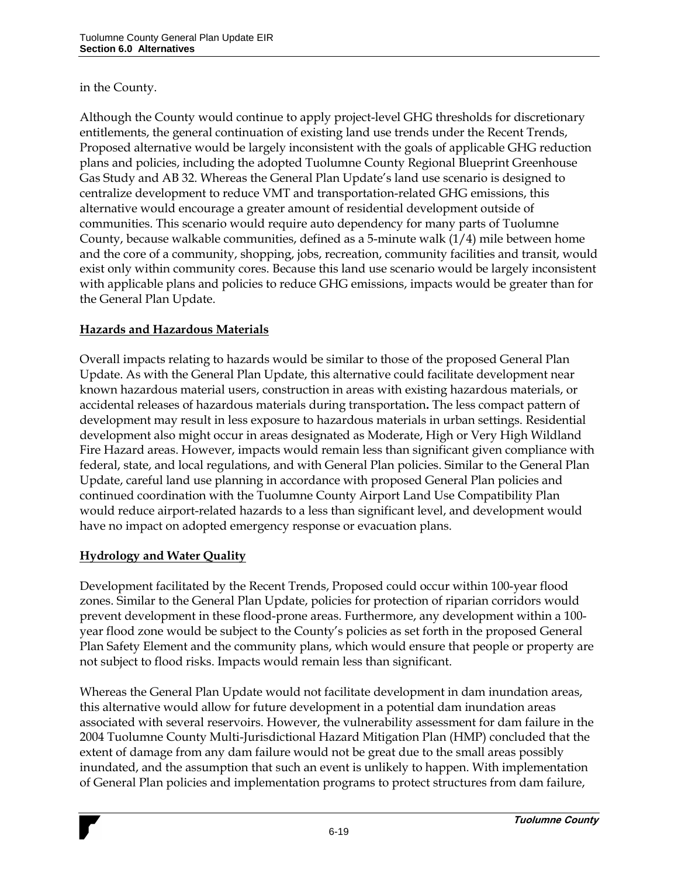in the County.

Although the County would continue to apply project-level GHG thresholds for discretionary entitlements, the general continuation of existing land use trends under the Recent Trends, Proposed alternative would be largely inconsistent with the goals of applicable GHG reduction plans and policies, including the adopted Tuolumne County Regional Blueprint Greenhouse Gas Study and AB 32. Whereas the General Plan Update's land use scenario is designed to centralize development to reduce VMT and transportation-related GHG emissions, this alternative would encourage a greater amount of residential development outside of communities. This scenario would require auto dependency for many parts of Tuolumne County, because walkable communities, defined as a 5-minute walk (1/4) mile between home and the core of a community, shopping, jobs, recreation, community facilities and transit, would exist only within community cores. Because this land use scenario would be largely inconsistent with applicable plans and policies to reduce GHG emissions, impacts would be greater than for the General Plan Update.

**Hazards and Hazardous Materials**

Overall impacts relating to hazards would be similar to those of the proposed General Plan Update. As with the General Plan Update, this alternative could facilitate development near known hazardous material users, construction in areas with existing hazardous materials, or accidental releases of hazardous materials during transportation**.** The less compact pattern of development may result in less exposure to hazardous materials in urban settings. Residential development also might occur in areas designated as Moderate, High or Very High Wildland Fire Hazard areas. However, impacts would remain less than significant given compliance with federal, state, and local regulations, and with General Plan policies. Similar to the General Plan Update, careful land use planning in accordance with proposed General Plan policies and continued coordination with the Tuolumne County Airport Land Use Compatibility Plan would reduce airport-related hazards to a less than significant level, and development would have no impact on adopted emergency response or evacuation plans.

**Hydrology and Water Quality**

Development facilitated by the Recent Trends, Proposed could occur within 100-year flood zones. Similar to the General Plan Update, policies for protection of riparian corridors would prevent development in these flood-prone areas. Furthermore, any development within a 100-year flood zone would be subject to the County's policies as set forth in the proposed General Plan Safety Element and the community plans, which would ensure that people or property are not subject to flood risks. Impacts would remain less than significant.

Whereas the General Plan Update would not facilitate development in dam inundation areas, this alternative would allow for future development in a potential dam inundation areas associated with several reservoirs. However, the vulnerability assessment for dam failure in the 2004 Tuolumne County Multi-Jurisdictional Hazard Mitigation Plan (HMP) concluded that the extent of damage from any dam failure would not be great due to the small areas possibly inundated, and the assumption that such an event is unlikely to happen. With implementation of General Plan policies and implementation programs to protect structures from dam failure,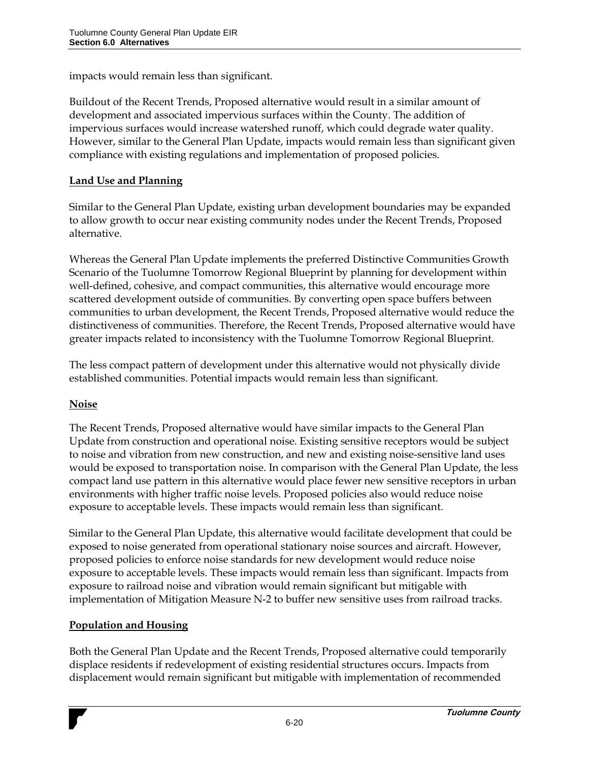impacts would remain less than significant.

Buildout of the Recent Trends, Proposed alternative would result in a similar amount of development and associated impervious surfaces within the County. The addition of impervious surfaces would increase watershed runoff, which could degrade water quality. However, similar to the General Plan Update, impacts would remain less than significant given compliance with existing regulations and implementation of proposed policies.

**Land Use and Planning**

Similar to the General Plan Update, existing urban development boundaries may be expanded to allow growth to occur near existing community nodes under the Recent Trends, Proposed alternative.

Whereas the General Plan Update implements the preferred Distinctive Communities Growth Scenario of the Tuolumne Tomorrow Regional Blueprint by planning for development within well-defined, cohesive, and compact communities, this alternative would encourage more scattered development outside of communities. By converting open space buffers between communities to urban development, the Recent Trends, Proposed alternative would reduce the distinctiveness of communities. Therefore, the Recent Trends, Proposed alternative would have greater impacts related to inconsistency with the Tuolumne Tomorrow Regional Blueprint.

The less compact pattern of development under this alternative would not physically divide established communities. Potential impacts would remain less than significant.

**Noise**

The Recent Trends, Proposed alternative would have similar impacts to the General Plan Update from construction and operational noise. Existing sensitive receptors would be subject to noise and vibration from new construction, and new and existing noise-sensitive land uses would be exposed to transportation noise. In comparison with the General Plan Update, the less compact land use pattern in this alternative would place fewer new sensitive receptors in urban environments with higher traffic noise levels. Proposed policies also would reduce noise exposure to acceptable levels. These impacts would remain less than significant.

Similar to the General Plan Update, this alternative would facilitate development that could be exposed to noise generated from operational stationary noise sources and aircraft. However, proposed policies to enforce noise standards for new development would reduce noise exposure to acceptable levels. These impacts would remain less than significant. Impacts from exposure to railroad noise and vibration would remain significant but mitigable with implementation of Mitigation Measure N-2 to buffer new sensitive uses from railroad tracks.

**Population and Housing**

Both the General Plan Update and the Recent Trends, Proposed alternative could temporarily displace residents if redevelopment of existing residential structures occurs. Impacts from displacement would remain significant but mitigable with implementation of recommended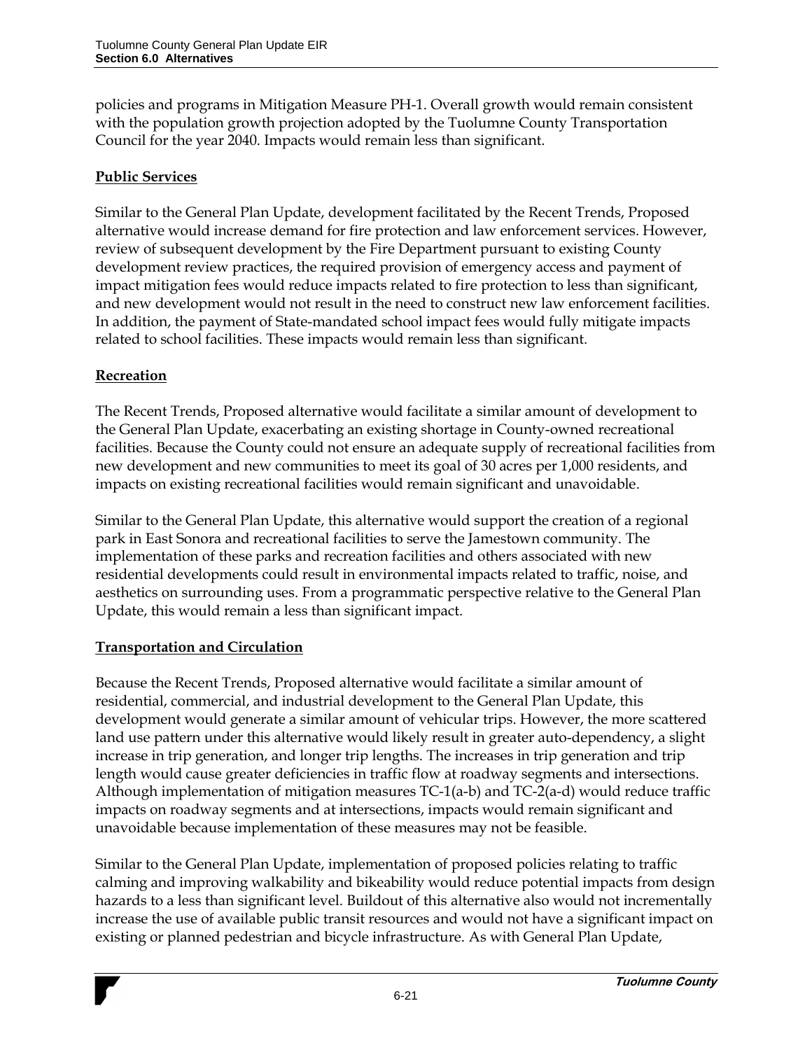policies and programs in Mitigation Measure PH-1. Overall growth would remain consistent with the population growth projection adopted by the Tuolumne County Transportation Council for the year 2040. Impacts would remain less than significant.

**Public Services**

Similar to the General Plan Update, development facilitated by the Recent Trends, Proposed alternative would increase demand for fire protection and law enforcement services. However, review of subsequent development by the Fire Department pursuant to existing County development review practices, the required provision of emergency access and payment of impact mitigation fees would reduce impacts related to fire protection to less than significant, and new development would not result in the need to construct new law enforcement facilities. In addition, the payment of State-mandated school impact fees would fully mitigate impacts related to school facilities. These impacts would remain less than significant.

**Recreation**

The Recent Trends, Proposed alternative would facilitate a similar amount of development to the General Plan Update, exacerbating an existing shortage in County-owned recreational facilities. Because the County could not ensure an adequate supply of recreational facilities from new development and new communities to meet its goal of 30 acres per 1,000 residents, and impacts on existing recreational facilities would remain significant and unavoidable.

Similar to the General Plan Update, this alternative would support the creation of a regional park in East Sonora and recreational facilities to serve the Jamestown community. The implementation of these parks and recreation facilities and others associated with new residential developments could result in environmental impacts related to traffic, noise, and aesthetics on surrounding uses. From a programmatic perspective relative to the General Plan Update, this would remain a less than significant impact.

**Transportation and Circulation**

Because the Recent Trends, Proposed alternative would facilitate a similar amount of residential, commercial, and industrial development to the General Plan Update, this development would generate a similar amount of vehicular trips. However, the more scattered land use pattern under this alternative would likely result in greater auto-dependency, a slight increase in trip generation, and longer trip lengths. The increases in trip generation and trip length would cause greater deficiencies in traffic flow at roadway segments and intersections. Although implementation of mitigation measures TC-1(a-b) and TC-2(a-d) would reduce traffic impacts on roadway segments and at intersections, impacts would remain significant and unavoidable because implementation of these measures may not be feasible.

Similar to the General Plan Update, implementation of proposed policies relating to traffic calming and improving walkability and bikeability would reduce potential impacts from design hazards to a less than significant level. Buildout of this alternative also would not incrementally increase the use of available public transit resources and would not have a significant impact on existing or planned pedestrian and bicycle infrastructure. As with General Plan Update,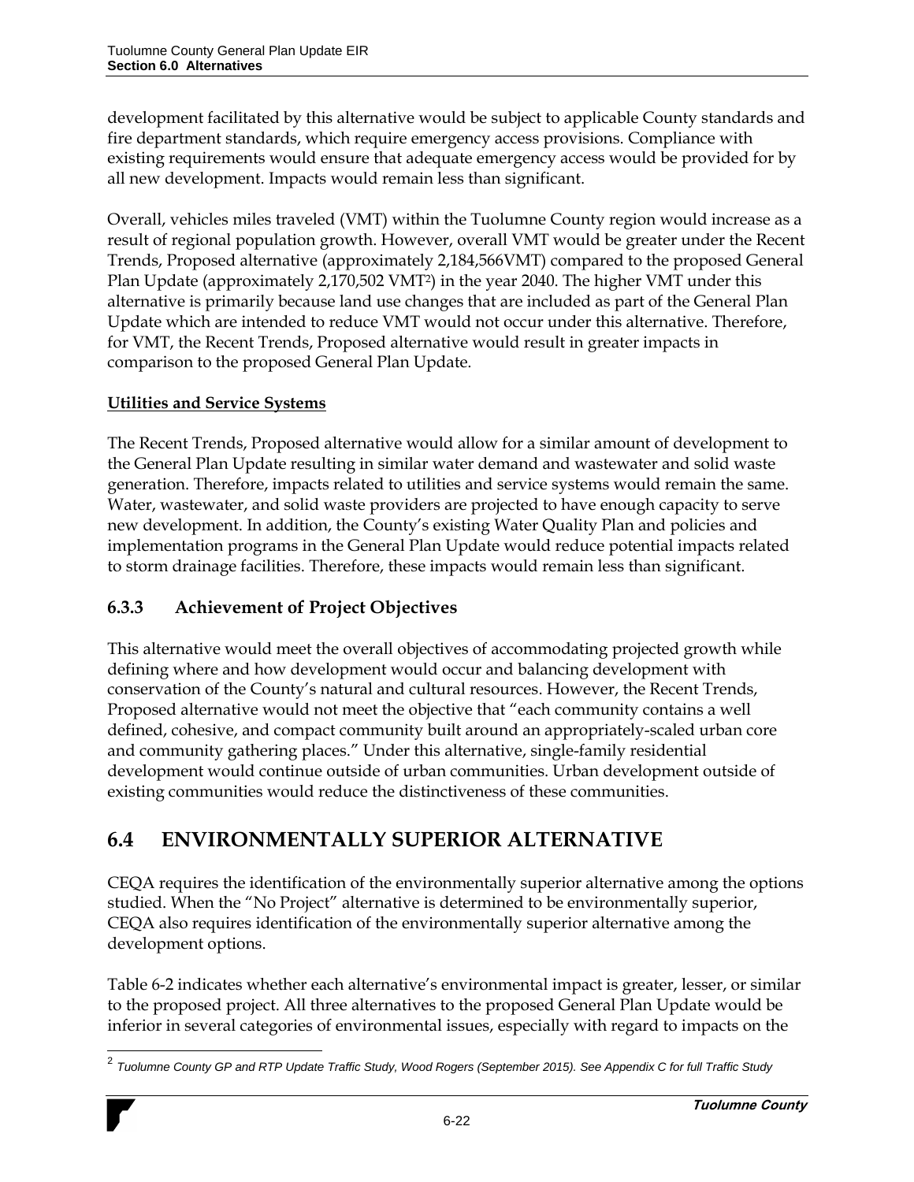development facilitated by this alternative would be subject to applicable County standards and fire department standards, which require emergency access provisions. Compliance with existing requirements would ensure that adequate emergency access would be provided for by all new development. Impacts would remain less than significant.

Overall, vehicles miles traveled (VMT) within the Tuolumne County region would increase as a result of regional population growth. However, overall VMT would be greater under the Recent Trends, Proposed alternative (approximately 2,184,566VMT) compared to the proposed General Plan Update (approximately 2,170,502 VMT[2]) in the year 2040. The higher VMT under this alternative is primarily because land use changes that are included as part of the General Plan Update which are intended to reduce VMT would not occur under this alternative. Therefore, for VMT, the Recent Trends, Proposed alternative would result in greater impacts in comparison to the proposed General Plan Update.

**Utilities and Service Systems**

The Recent Trends, Proposed alternative would allow for a similar amount of development to the General Plan Update resulting in similar water demand and wastewater and solid waste generation. Therefore, impacts related to utilities and service systems would remain the same. Water, wastewater, and solid waste providers are projected to have enough capacity to serve new development. In addition, the County's existing Water Quality Plan and policies and implementation programs in the General Plan Update would reduce potential impacts related to storm drainage facilities. Therefore, these impacts would remain less than significant.

### 6.3.3 Achievement of Project Objectives

This alternative would meet the overall objectives of accommodating projected growth while defining where and how development would occur and balancing development with conservation of the County's natural and cultural resources. However, the Recent Trends, Proposed alternative would not meet the objective that "each community contains a well defined, cohesive, and compact community built around an appropriately-scaled urban core and community gathering places." Under this alternative, single-family residential development would continue outside of urban communities. Urban development outside of existing communities would reduce the distinctiveness of these communities.

## 6.4 ENVIRONMENTALLY SUPERIOR ALTERNATIVE

CEQA requires the identification of the environmentally superior alternative among the options studied. When the "No Project" alternative is determined to be environmentally superior, CEQA also requires identification of the environmentally superior alternative among the development options.

Table 6-2 indicates whether each alternative's environmental impact is greater, lesser, or similar to the proposed project. All three alternatives to the proposed General Plan Update would be inferior in several categories of environmental issues, especially with regard to impacts on the

[2] *Tuolumne County GP and RTP Update Traffic Study, Wood Rogers (September 2015). See Appendix C for full Traffic Study*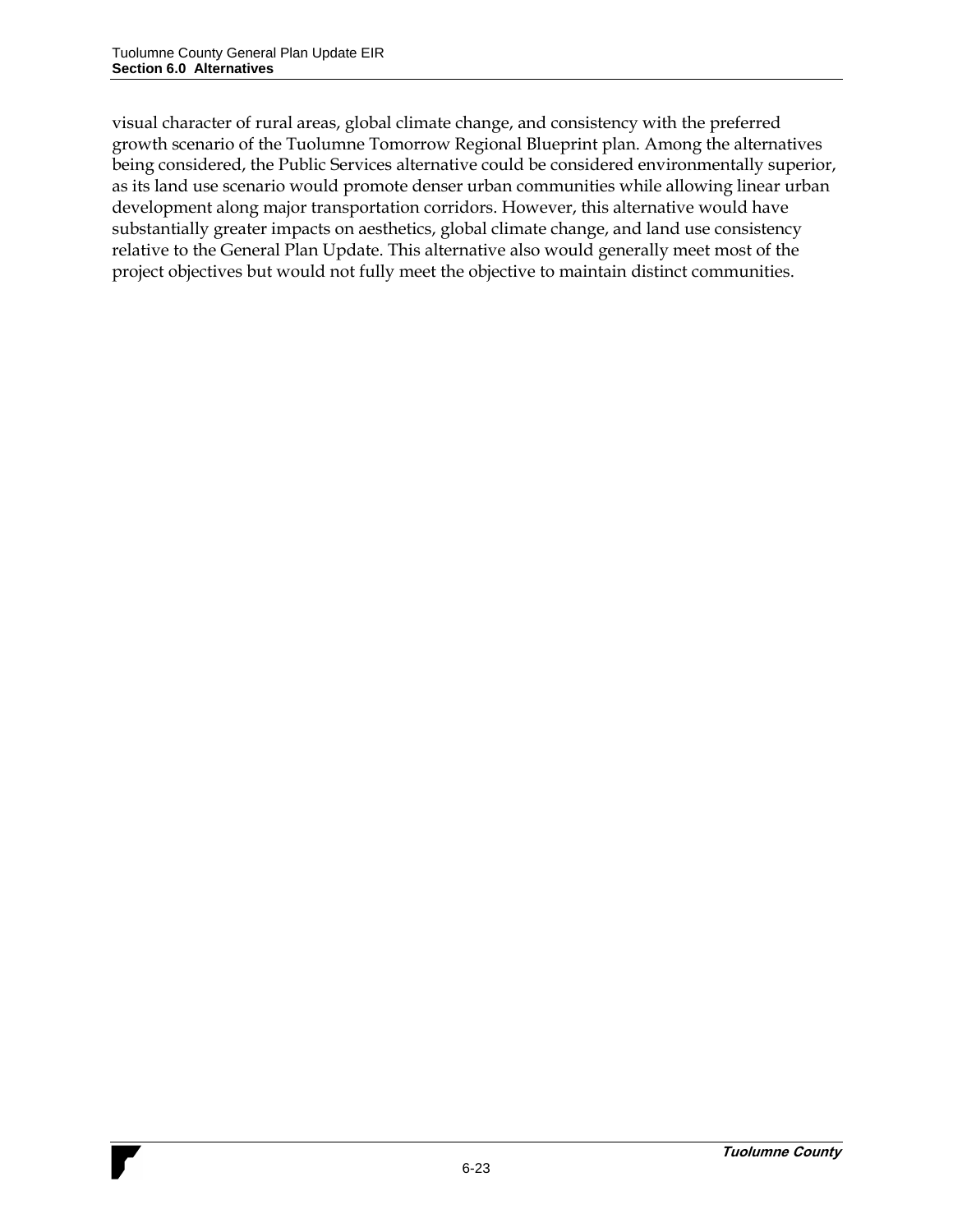visual character of rural areas, global climate change, and consistency with the preferred growth scenario of the Tuolumne Tomorrow Regional Blueprint plan. Among the alternatives being considered, the Public Services alternative could be considered environmentally superior, as its land use scenario would promote denser urban communities while allowing linear urban development along major transportation corridors. However, this alternative would have substantially greater impacts on aesthetics, global climate change, and land use consistency relative to the General Plan Update. This alternative also would generally meet most of the project objectives but would not fully meet the objective to maintain distinct communities.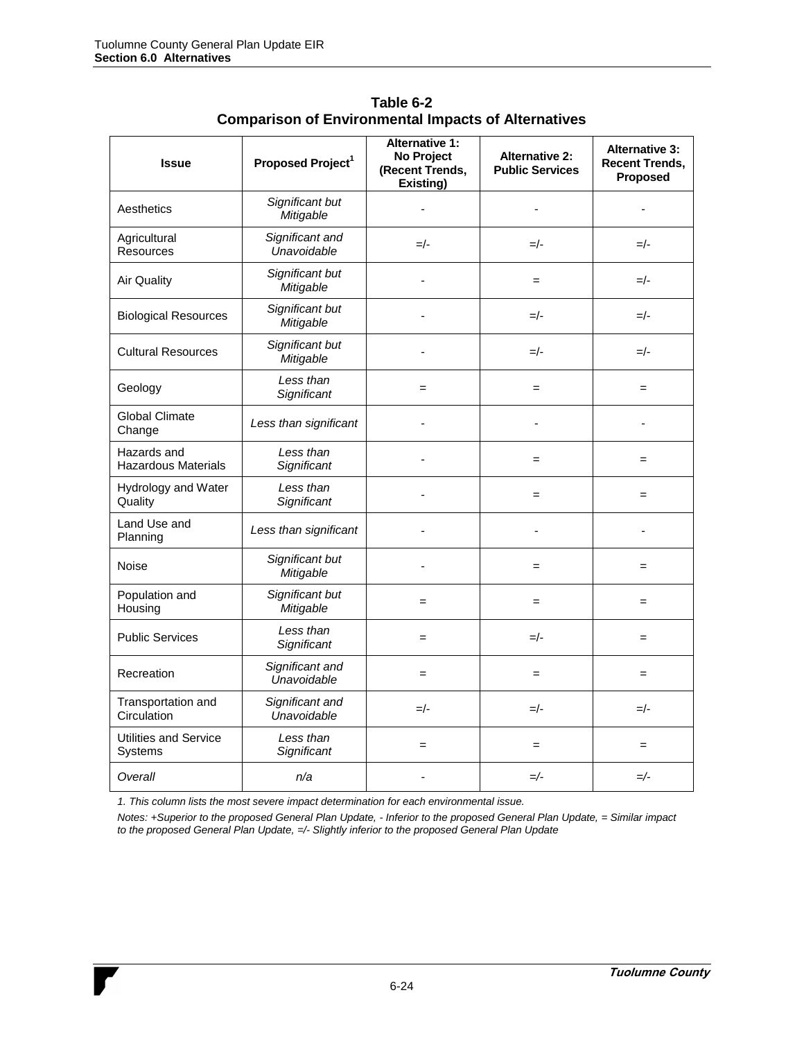**Table 6-2**
**Comparison of Environmental Impacts of Alternatives**

| Issue | Proposed Project[1] | Alternative 1: No Project (Recent Trends, Existing) | Alternative 2: Public Services | Alternative 3: Recent Trends, Proposed |
|---|---|---|---|---|
| Aesthetics | *Significant but Mitigable* | - | - | - |
| Agricultural Resources | *Significant and Unavoidable* | =/- | =/- | =/- |
| Air Quality | *Significant but Mitigable* | - | = | =/- |
| Biological Resources | *Significant but Mitigable* | - | =/- | =/- |
| Cultural Resources | *Significant but Mitigable* | - | =/- | =/- |
| Geology | *Less than Significant* | = | = | = |
| Global Climate Change | *Less than significant* | - | - | - |
| Hazards and Hazardous Materials | *Less than Significant* | - | = | = |
| Hydrology and Water Quality | *Less than Significant* | - | = | = |
| Land Use and Planning | *Less than significant* | - | - | - |
| Noise | *Significant but Mitigable* | - | = | = |
| Population and Housing | *Significant but Mitigable* | = | = | = |
| Public Services | *Less than Significant* | = | =/- | = |
| Recreation | *Significant and Unavoidable* | = | = | = |
| Transportation and Circulation | *Significant and Unavoidable* | =/- | =/- | =/- |
| Utilities and Service Systems | *Less than Significant* | = | = | = |
| *Overall* | *n/a* | - | =/- | =/- |

*1. This column lists the most severe impact determination for each environmental issue.*

*Notes: +Superior to the proposed General Plan Update, - Inferior to the proposed General Plan Update, = Similar impact to the proposed General Plan Update, =/- Slightly inferior to the proposed General Plan Update*